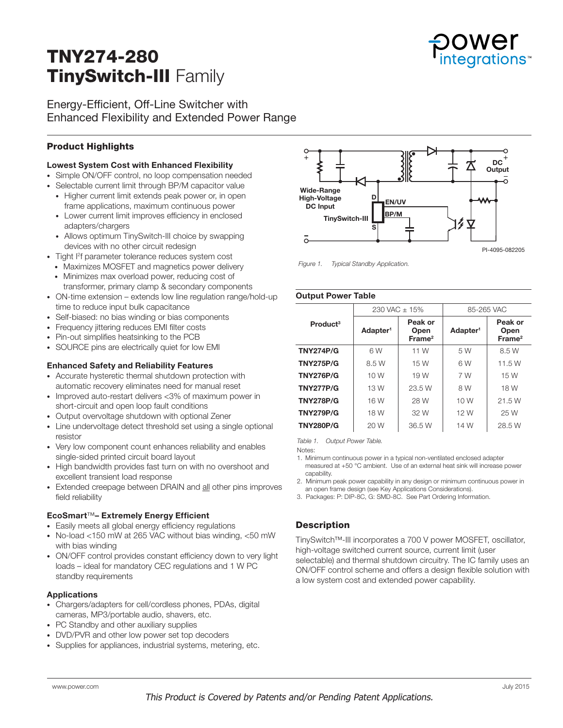# TNY274-280
# TinySwitch-III Family

## Energy-Efficient, Off-Line Switcher with Enhanced Flexibility and Extended Power Range

### Product Highlights

**Lowest System Cost with Enhanced Flexibility**

- Simple ON/OFF control, no loop compensation needed
- Selectable current limit through BP/M capacitor value
  - Higher current limit extends peak power or, in open frame applications, maximum continuous power
  - Lower current limit improves efficiency in enclosed adapters/chargers
  - Allows optimum TinySwitch-III choice by swapping devices with no other circuit redesign
- Tight $I^2f$ parameter tolerance reduces system cost
  - Maximizes MOSFET and magnetics power delivery
  - Minimizes max overload power, reducing cost of transformer, primary clamp & secondary components
- ON-time extension – extends low line regulation range/hold-up time to reduce input bulk capacitance
- Self-biased: no bias winding or bias components
- Frequency jittering reduces EMI filter costs
- Pin-out simplifies heatsinking to the PCB
- SOURCE pins are electrically quiet for low EMI

**Enhanced Safety and Reliability Features**

- Accurate hysteretic thermal shutdown protection with automatic recovery eliminates need for manual reset
- Improved auto-restart delivers <3% of maximum power in short-circuit and open loop fault conditions
- Output overvoltage shutdown with optional Zener
- Line undervoltage detect threshold set using a single optional resistor
- Very low component count enhances reliability and enables single-sided printed circuit board layout
- High bandwidth provides fast turn on with no overshoot and excellent transient load response
- Extended creepage between DRAIN and all other pins improves field reliability

**EcoSmart™– Extremely Energy Efficient**

- Easily meets all global energy efficiency regulations
- No-load <150 mW at 265 VAC without bias winding, <50 mW with bias winding
- ON/OFF control provides constant efficiency down to very light loads – ideal for mandatory CEC regulations and 1 W PC standby requirements

**Applications**

- Chargers/adapters for cell/cordless phones, PDAs, digital cameras, MP3/portable audio, shavers, etc.
- PC Standby and other auxiliary supplies
- DVD/PVR and other low power set top decoders
- Supplies for appliances, industrial systems, metering, etc.

*Figure 1. Typical Standby Application.*

**Output Power Table**

| Product[3] | 230 VAC ± 15% | | 85-265 VAC | |
|---|---|---|---|---|
| | Adapter[1] | Peak or Open Frame[2] | Adapter[1] | Peak or Open Frame[2] |
| **TNY274P/G** | 6 W | 11 W | 5 W | 8.5 W |
| **TNY275P/G** | 8.5 W | 15 W | 6 W | 11.5 W |
| **TNY276P/G** | 10 W | 19 W | 7 W | 15 W |
| **TNY277P/G** | 13 W | 23.5 W | 8 W | 18 W |
| **TNY278P/G** | 16 W | 28 W | 10 W | 21.5 W |
| **TNY279P/G** | 18 W | 32 W | 12 W | 25 W |
| **TNY280P/G** | 20 W | 36.5 W | 14 W | 28.5 W |

*Table 1. Output Power Table.*

Notes:

1. Minimum continuous power in a typical non-ventilated enclosed adapter measured at +50 °C ambient. Use of an external heat sink will increase power capability.
2. Minimum peak power capability in any design or minimum continuous power in an open frame design (see Key Applications Considerations).
3. Packages: P: DIP-8C, G: SMD-8C. See Part Ordering Information.

### Description

TinySwitch™-III incorporates a 700 V power MOSFET, oscillator, high-voltage switched current source, current limit (user selectable) and thermal shutdown circuitry. The IC family uses an ON/OFF control scheme and offers a design flexible solution with a low system cost and extended power capability.

*This Product is Covered by Patents and/or Pending Patent Applications.*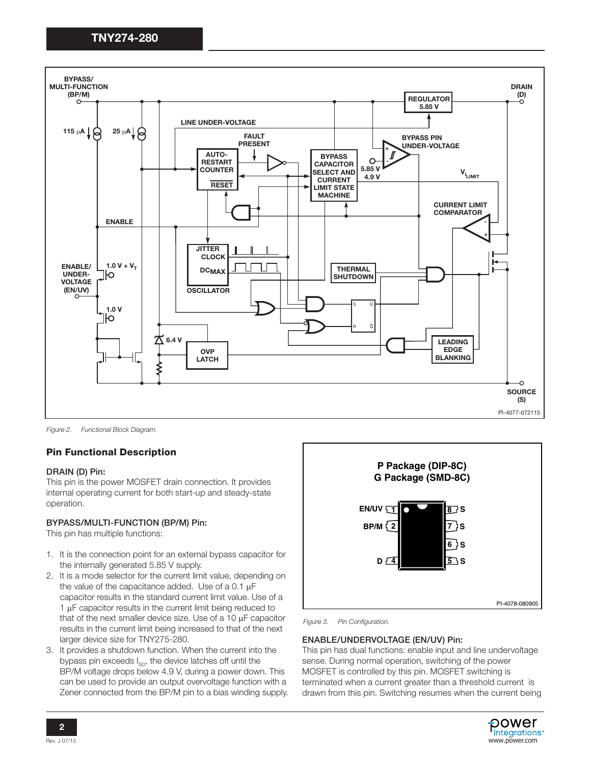Figure 2. Functional Block Diagram.

## Pin Functional Description

### DRAIN (D) Pin:

This pin is the power MOSFET drain connection. It provides internal operating current for both start-up and steady-state operation.

### BYPASS/MULTI-FUNCTION (BP/M) Pin:

This pin has multiple functions:

1. It is the connection point for an external bypass capacitor for the internally generated 5.85 V supply.
2. It is a mode selector for the current limit value, depending on the value of the capacitance added. Use of a 0.1 μF capacitor results in the standard current limit value. Use of a 1 μF capacitor results in the current limit being reduced to that of the next smaller device size. Use of a 10 μF capacitor results in the current limit being increased to that of the next larger device size for TNY275-280.
3. It provides a shutdown function. When the current into the bypass pin exceeds $I_{SD}$, the device latches off until the BP/M voltage drops below 4.9 V, during a power down. This can be used to provide an output overvoltage function with a Zener connected from the BP/M pin to a bias winding supply.

Figure 3. Pin Configuration.

### ENABLE/UNDERVOLTAGE (EN/UV) Pin:

This pin has dual functions: enable input and line undervoltage sense. During normal operation, switching of the power MOSFET is controlled by this pin. MOSFET switching is terminated when a current greater than a threshold current is drawn from this pin. Switching resumes when the current being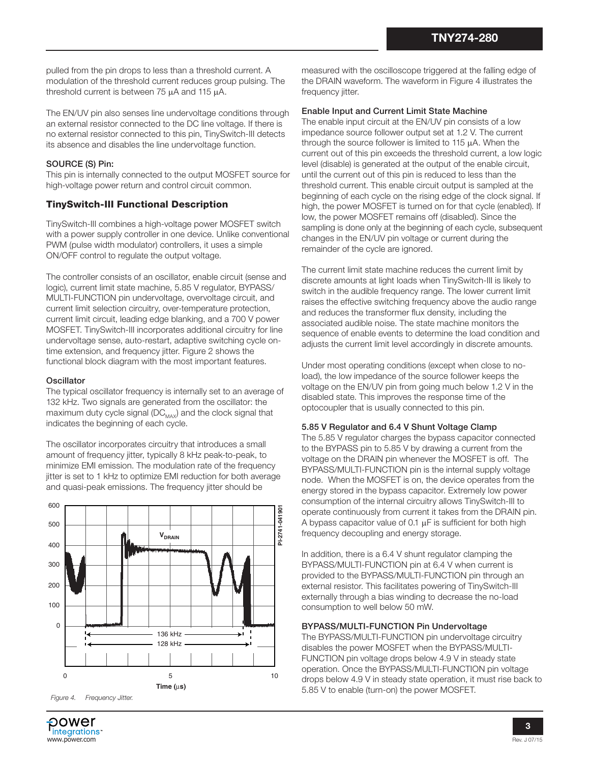pulled from the pin drops to less than a threshold current. A modulation of the threshold current reduces group pulsing. The threshold current is between 75 µA and 115 µA.

The EN/UV pin also senses line undervoltage conditions through an external resistor connected to the DC line voltage. If there is no external resistor connected to this pin, TinySwitch-III detects its absence and disables the line undervoltage function.

#### SOURCE (S) Pin:

This pin is internally connected to the output MOSFET source for high-voltage power return and control circuit common.

## TinySwitch-III Functional Description

TinySwitch-III combines a high-voltage power MOSFET switch with a power supply controller in one device. Unlike conventional PWM (pulse width modulator) controllers, it uses a simple ON/OFF control to regulate the output voltage.

The controller consists of an oscillator, enable circuit (sense and logic), current limit state machine, 5.85 V regulator, BYPASS/MULTI-FUNCTION pin undervoltage, overvoltage circuit, and current limit selection circuitry, over-temperature protection, current limit circuit, leading edge blanking, and a 700 V power MOSFET. TinySwitch-III incorporates additional circuitry for line undervoltage sense, auto-restart, adaptive switching cycle on-time extension, and frequency jitter. Figure 2 shows the functional block diagram with the most important features.

#### Oscillator

The typical oscillator frequency is internally set to an average of 132 kHz. Two signals are generated from the oscillator: the maximum duty cycle signal ($DC_{MAX}$) and the clock signal that indicates the beginning of each cycle.

The oscillator incorporates circuitry that introduces a small amount of frequency jitter, typically 8 kHz peak-to-peak, to minimize EMI emission. The modulation rate of the frequency jitter is set to 1 kHz to optimize EMI reduction for both average and quasi-peak emissions. The frequency jitter should be measured with the oscilloscope triggered at the falling edge of the DRAIN waveform. The waveform in Figure 4 illustrates the frequency jitter.

*Figure 4. Frequency Jitter.*

#### Enable Input and Current Limit State Machine

The enable input circuit at the EN/UV pin consists of a low impedance source follower output set at 1.2 V. The current through the source follower is limited to 115 µA. When the current out of this pin exceeds the threshold current, a low logic level (disable) is generated at the output of the enable circuit, until the current out of this pin is reduced to less than the threshold current. This enable circuit output is sampled at the beginning of each cycle on the rising edge of the clock signal. If high, the power MOSFET is turned on for that cycle (enabled). If low, the power MOSFET remains off (disabled). Since the sampling is done only at the beginning of each cycle, subsequent changes in the EN/UV pin voltage or current during the remainder of the cycle are ignored.

The current limit state machine reduces the current limit by discrete amounts at light loads when TinySwitch-III is likely to switch in the audible frequency range. The lower current limit raises the effective switching frequency above the audio range and reduces the transformer flux density, including the associated audible noise. The state machine monitors the sequence of enable events to determine the load condition and adjusts the current limit level accordingly in discrete amounts.

Under most operating conditions (except when close to no-load), the low impedance of the source follower keeps the voltage on the EN/UV pin from going much below 1.2 V in the disabled state. This improves the response time of the optocoupler that is usually connected to this pin.

#### 5.85 V Regulator and 6.4 V Shunt Voltage Clamp

The 5.85 V regulator charges the bypass capacitor connected to the BYPASS pin to 5.85 V by drawing a current from the voltage on the DRAIN pin whenever the MOSFET is off. The BYPASS/MULTI-FUNCTION pin is the internal supply voltage node. When the MOSFET is on, the device operates from the energy stored in the bypass capacitor. Extremely low power consumption of the internal circuitry allows TinySwitch-III to operate continuously from current it takes from the DRAIN pin. A bypass capacitor value of 0.1 µF is sufficient for both high frequency decoupling and energy storage.

In addition, there is a 6.4 V shunt regulator clamping the BYPASS/MULTI-FUNCTION pin at 6.4 V when current is provided to the BYPASS/MULTI-FUNCTION pin through an external resistor. This facilitates powering of TinySwitch-III externally through a bias winding to decrease the no-load consumption to well below 50 mW.

#### BYPASS/MULTI-FUNCTION Pin Undervoltage

The BYPASS/MULTI-FUNCTION pin undervoltage circuitry disables the power MOSFET when the BYPASS/MULTI-FUNCTION pin voltage drops below 4.9 V in steady state operation. Once the BYPASS/MULTI-FUNCTION pin voltage drops below 4.9 V in steady state operation, it must rise back to 5.85 V to enable (turn-on) the power MOSFET.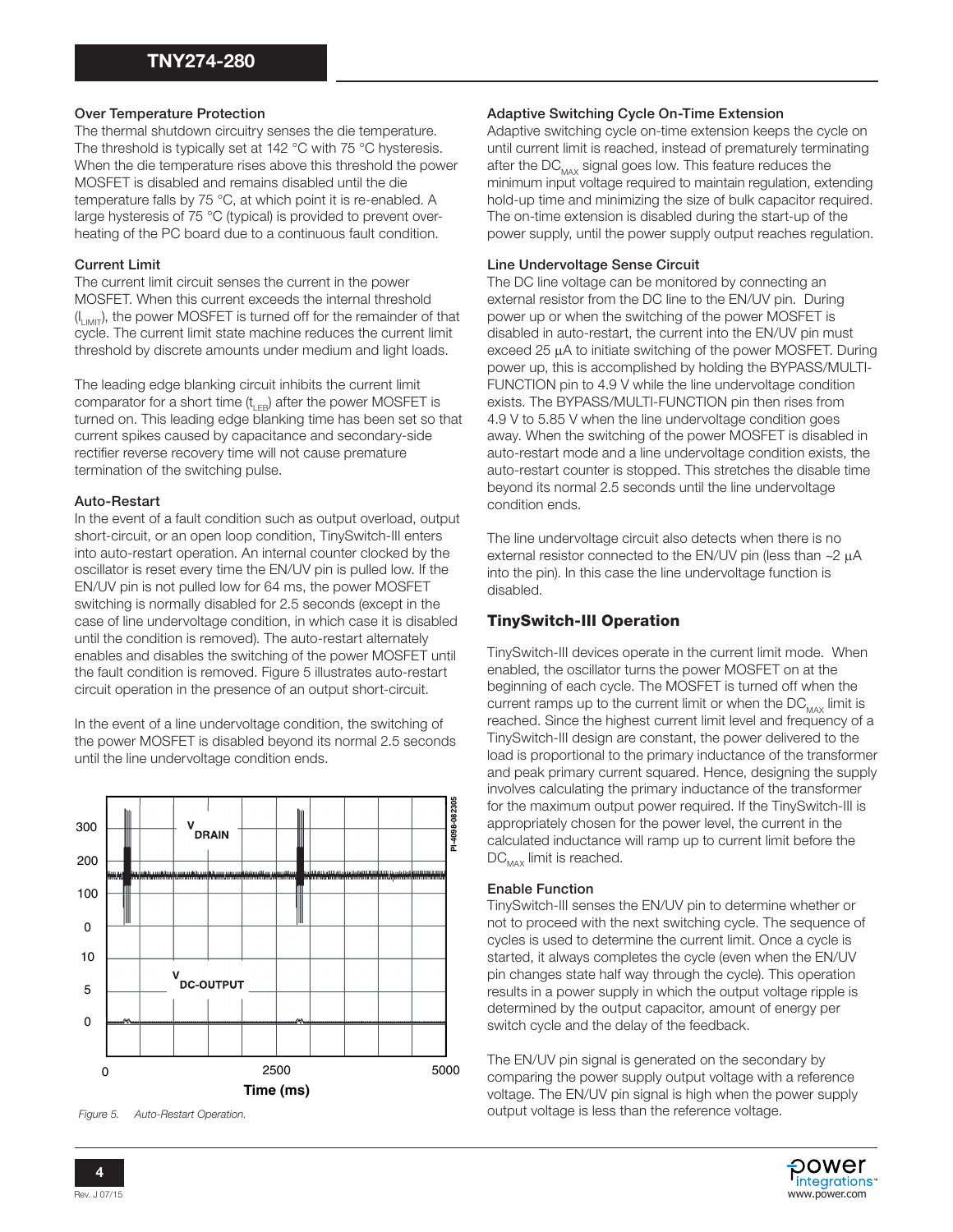### Over Temperature Protection

The thermal shutdown circuitry senses the die temperature. The threshold is typically set at 142 °C with 75 °C hysteresis. When the die temperature rises above this threshold the power MOSFET is disabled and remains disabled until the die temperature falls by 75 °C, at which point it is re-enabled. A large hysteresis of 75 °C (typical) is provided to prevent over-heating of the PC board due to a continuous fault condition.

### Current Limit

The current limit circuit senses the current in the power MOSFET. When this current exceeds the internal threshold ($I_{LIMIT}$), the power MOSFET is turned off for the remainder of that cycle. The current limit state machine reduces the current limit threshold by discrete amounts under medium and light loads.

The leading edge blanking circuit inhibits the current limit comparator for a short time ($t_{LEB}$) after the power MOSFET is turned on. This leading edge blanking time has been set so that current spikes caused by capacitance and secondary-side rectifier reverse recovery time will not cause premature termination of the switching pulse.

### Auto-Restart

In the event of a fault condition such as output overload, output short-circuit, or an open loop condition, TinySwitch-III enters into auto-restart operation. An internal counter clocked by the oscillator is reset every time the EN/UV pin is pulled low. If the EN/UV pin is not pulled low for 64 ms, the power MOSFET switching is normally disabled for 2.5 seconds (except in the case of line undervoltage condition, in which case it is disabled until the condition is removed). The auto-restart alternately enables and disables the switching of the power MOSFET until the fault condition is removed. Figure 5 illustrates auto-restart circuit operation in the presence of an output short-circuit.

In the event of a line undervoltage condition, the switching of the power MOSFET is disabled beyond its normal 2.5 seconds until the line undervoltage condition ends.

*Figure 5. Auto-Restart Operation.*

### Adaptive Switching Cycle On-Time Extension

Adaptive switching cycle on-time extension keeps the cycle on until current limit is reached, instead of prematurely terminating after the $DC_{MAX}$ signal goes low. This feature reduces the minimum input voltage required to maintain regulation, extending hold-up time and minimizing the size of bulk capacitor required. The on-time extension is disabled during the start-up of the power supply, until the power supply output reaches regulation.

### Line Undervoltage Sense Circuit

The DC line voltage can be monitored by connecting an external resistor from the DC line to the EN/UV pin. During power up or when the switching of the power MOSFET is disabled in auto-restart, the current into the EN/UV pin must exceed 25 µA to initiate switching of the power MOSFET. During power up, this is accomplished by holding the BYPASS/MULTI-FUNCTION pin to 4.9 V while the line undervoltage condition exists. The BYPASS/MULTI-FUNCTION pin then rises from 4.9 V to 5.85 V when the line undervoltage condition goes away. When the switching of the power MOSFET is disabled in auto-restart mode and a line undervoltage condition exists, the auto-restart counter is stopped. This stretches the disable time beyond its normal 2.5 seconds until the line undervoltage condition ends.

The line undervoltage circuit also detects when there is no external resistor connected to the EN/UV pin (less than ~2 µA into the pin). In this case the line undervoltage function is disabled.

## TinySwitch-III Operation

TinySwitch-III devices operate in the current limit mode. When enabled, the oscillator turns the power MOSFET on at the beginning of each cycle. The MOSFET is turned off when the current ramps up to the current limit or when the $DC_{MAX}$ limit is reached. Since the highest current limit level and frequency of a TinySwitch-III design are constant, the power delivered to the load is proportional to the primary inductance of the transformer and peak primary current squared. Hence, designing the supply involves calculating the primary inductance of the transformer for the maximum output power required. If the TinySwitch-III is appropriately chosen for the power level, the current in the calculated inductance will ramp up to current limit before the $DC_{MAX}$ limit is reached.

### Enable Function

TinySwitch-III senses the EN/UV pin to determine whether or not to proceed with the next switching cycle. The sequence of cycles is used to determine the current limit. Once a cycle is started, it always completes the cycle (even when the EN/UV pin changes state half way through the cycle). This operation results in a power supply in which the output voltage ripple is determined by the output capacitor, amount of energy per switch cycle and the delay of the feedback.

The EN/UV pin signal is generated on the secondary by comparing the power supply output voltage with a reference voltage. The EN/UV pin signal is high when the power supply output voltage is less than the reference voltage.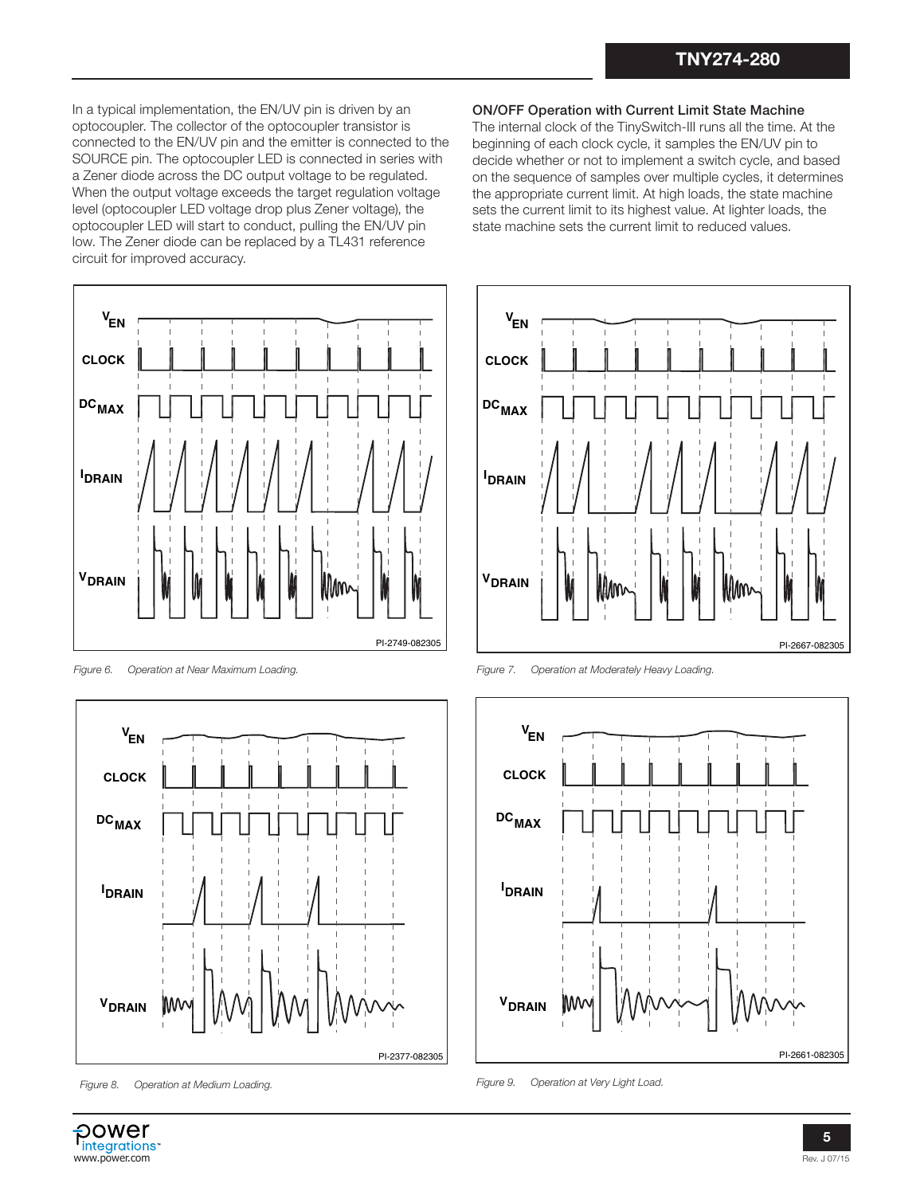In a typical implementation, the EN/UV pin is driven by an optocoupler. The collector of the optocoupler transistor is connected to the EN/UV pin and the emitter is connected to the SOURCE pin. The optocoupler LED is connected in series with a Zener diode across the DC output voltage to be regulated. When the output voltage exceeds the target regulation voltage level (optocoupler LED voltage drop plus Zener voltage), the optocoupler LED will start to conduct, pulling the EN/UV pin low. The Zener diode can be replaced by a TL431 reference circuit for improved accuracy.

### ON/OFF Operation with Current Limit State Machine

The internal clock of the TinySwitch-III runs all the time. At the beginning of each clock cycle, it samples the EN/UV pin to decide whether or not to implement a switch cycle, and based on the sequence of samples over multiple cycles, it determines the appropriate current limit. At high loads, the state machine sets the current limit to its highest value. At lighter loads, the state machine sets the current limit to reduced values.

*Figure 6. Operation at Near Maximum Loading.*

*Figure 7. Operation at Moderately Heavy Loading.*

*Figure 8. Operation at Medium Loading.*

*Figure 9. Operation at Very Light Load.*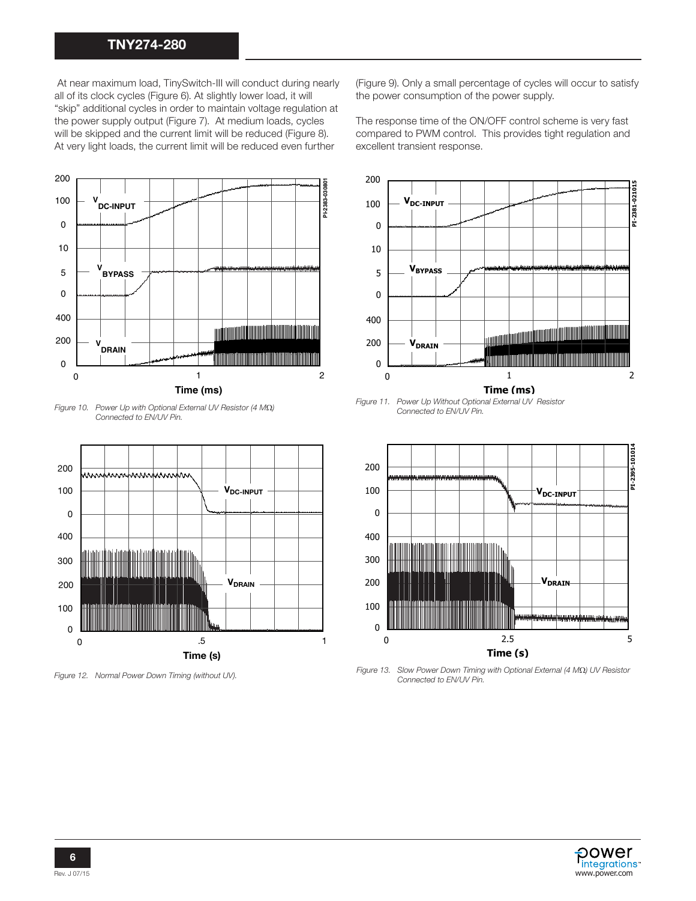At near maximum load, TinySwitch-III will conduct during nearly all of its clock cycles (Figure 6). At slightly lower load, it will "skip" additional cycles in order to maintain voltage regulation at the power supply output (Figure 7). At medium loads, cycles will be skipped and the current limit will be reduced (Figure 8). At very light loads, the current limit will be reduced even further (Figure 9). Only a small percentage of cycles will occur to satisfy the power consumption of the power supply.

The response time of the ON/OFF control scheme is very fast compared to PWM control. This provides tight regulation and excellent transient response.

*Figure 10. Power Up with Optional External UV Resistor (4 MΩ) Connected to EN/UV Pin.*

*Figure 11. Power Up Without Optional External UV Resistor Connected to EN/UV Pin.*

*Figure 12. Normal Power Down Timing (without UV).*

*Figure 13. Slow Power Down Timing with Optional External (4 MΩ) UV Resistor Connected to EN/UV Pin.*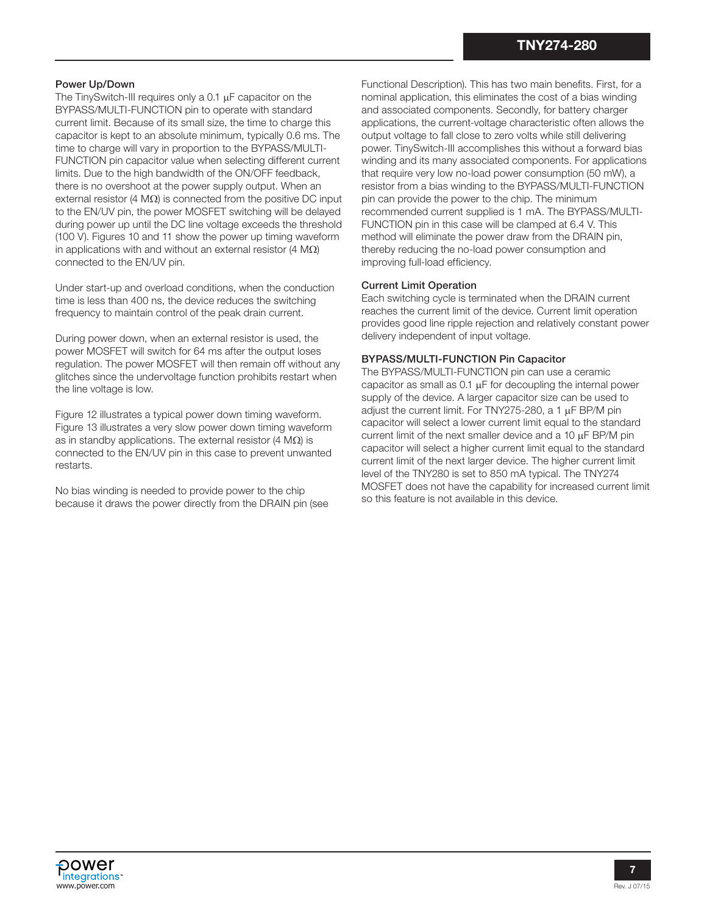### Power Up/Down

The TinySwitch-III requires only a 0.1 μF capacitor on the BYPASS/MULTI-FUNCTION pin to operate with standard current limit. Because of its small size, the time to charge this capacitor is kept to an absolute minimum, typically 0.6 ms. The time to charge will vary in proportion to the BYPASS/MULTI-FUNCTION pin capacitor value when selecting different current limits. Due to the high bandwidth of the ON/OFF feedback, there is no overshoot at the power supply output. When an external resistor (4 MΩ) is connected from the positive DC input to the EN/UV pin, the power MOSFET switching will be delayed during power up until the DC line voltage exceeds the threshold (100 V). Figures 10 and 11 show the power up timing waveform in applications with and without an external resistor (4 MΩ) connected to the EN/UV pin.

Under start-up and overload conditions, when the conduction time is less than 400 ns, the device reduces the switching frequency to maintain control of the peak drain current.

During power down, when an external resistor is used, the power MOSFET will switch for 64 ms after the output loses regulation. The power MOSFET will then remain off without any glitches since the undervoltage function prohibits restart when the line voltage is low.

Figure 12 illustrates a typical power down timing waveform. Figure 13 illustrates a very slow power down timing waveform as in standby applications. The external resistor (4 MΩ) is connected to the EN/UV pin in this case to prevent unwanted restarts.

No bias winding is needed to provide power to the chip because it draws the power directly from the DRAIN pin (see Functional Description). This has two main benefits. First, for a nominal application, this eliminates the cost of a bias winding and associated components. Secondly, for battery charger applications, the current-voltage characteristic often allows the output voltage to fall close to zero volts while still delivering power. TinySwitch-III accomplishes this without a forward bias winding and its many associated components. For applications that require very low no-load power consumption (50 mW), a resistor from a bias winding to the BYPASS/MULTI-FUNCTION pin can provide the power to the chip. The minimum recommended current supplied is 1 mA. The BYPASS/MULTI-FUNCTION pin in this case will be clamped at 6.4 V. This method will eliminate the power draw from the DRAIN pin, thereby reducing the no-load power consumption and improving full-load efficiency.

### Current Limit Operation

Each switching cycle is terminated when the DRAIN current reaches the current limit of the device. Current limit operation provides good line ripple rejection and relatively constant power delivery independent of input voltage.

### BYPASS/MULTI-FUNCTION Pin Capacitor

The BYPASS/MULTI-FUNCTION pin can use a ceramic capacitor as small as 0.1 μF for decoupling the internal power supply of the device. A larger capacitor size can be used to adjust the current limit. For TNY275-280, a 1 μF BP/M pin capacitor will select a lower current limit equal to the standard current limit of the next smaller device and a 10 μF BP/M pin capacitor will select a higher current limit equal to the standard current limit of the next larger device. The higher current limit level of the TNY280 is set to 850 mA typical. The TNY274 MOSFET does not have the capability for increased current limit so this feature is not available in this device.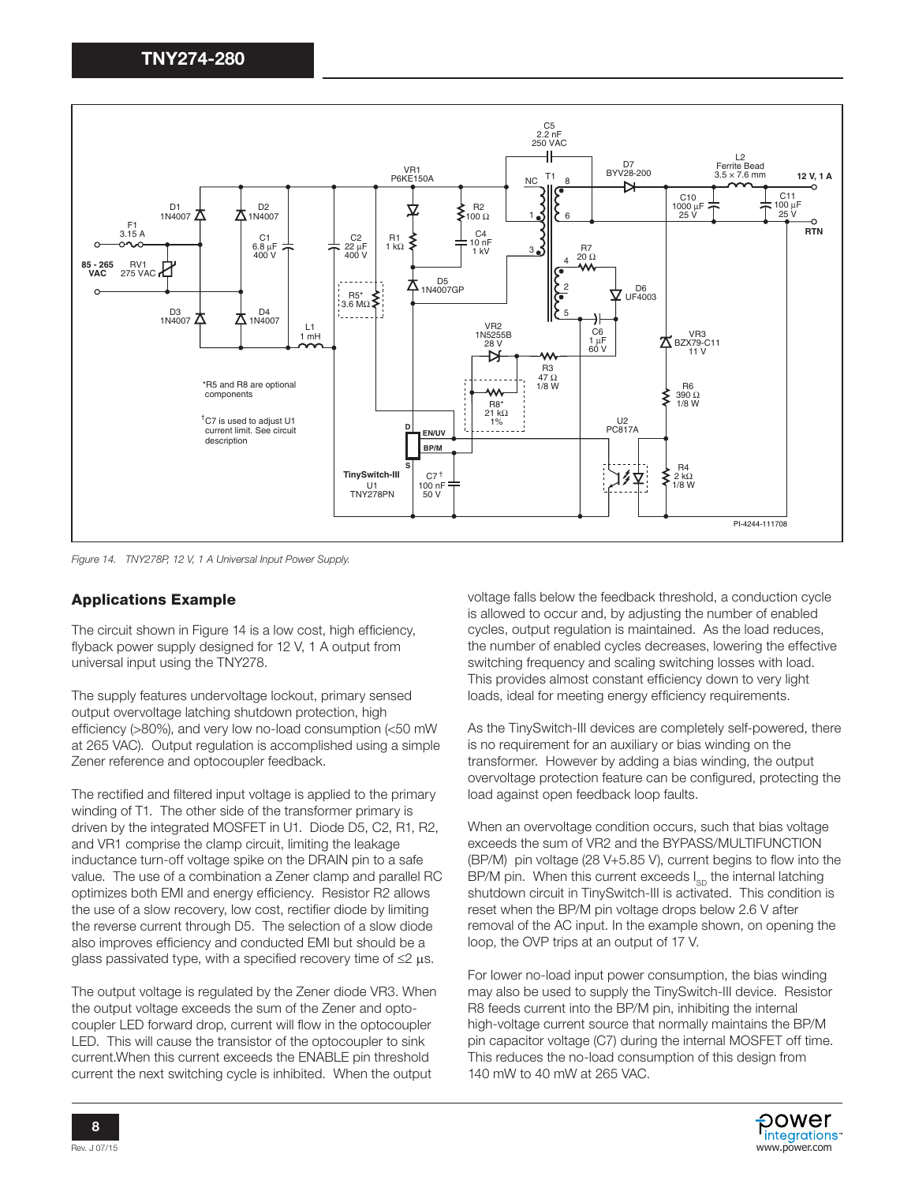Figure 14. TNY278P, 12 V, 1 A Universal Input Power Supply.

## Applications Example

The circuit shown in Figure 14 is a low cost, high efficiency, flyback power supply designed for 12 V, 1 A output from universal input using the TNY278.

The supply features undervoltage lockout, primary sensed output overvoltage latching shutdown protection, high efficiency (>80%), and very low no-load consumption (<50 mW at 265 VAC). Output regulation is accomplished using a simple Zener reference and optocoupler feedback.

The rectified and filtered input voltage is applied to the primary winding of T1. The other side of the transformer primary is driven by the integrated MOSFET in U1. Diode D5, C2, R1, R2, and VR1 comprise the clamp circuit, limiting the leakage inductance turn-off voltage spike on the DRAIN pin to a safe value. The use of a combination a Zener clamp and parallel RC optimizes both EMI and energy efficiency. Resistor R2 allows the use of a slow recovery, low cost, rectifier diode by limiting the reverse current through D5. The selection of a slow diode also improves efficiency and conducted EMI but should be a glass passivated type, with a specified recovery time of ≤2 µs.

The output voltage is regulated by the Zener diode VR3. When the output voltage exceeds the sum of the Zener and optocoupler LED forward drop, current will flow in the optocoupler LED. This will cause the transistor of the optocoupler to sink current.When this current exceeds the ENABLE pin threshold current the next switching cycle is inhibited. When the output voltage falls below the feedback threshold, a conduction cycle is allowed to occur and, by adjusting the number of enabled cycles, output regulation is maintained. As the load reduces, the number of enabled cycles decreases, lowering the effective switching frequency and scaling switching losses with load. This provides almost constant efficiency down to very light loads, ideal for meeting energy efficiency requirements.

As the TinySwitch-III devices are completely self-powered, there is no requirement for an auxiliary or bias winding on the transformer. However by adding a bias winding, the output overvoltage protection feature can be configured, protecting the load against open feedback loop faults.

When an overvoltage condition occurs, such that bias voltage exceeds the sum of VR2 and the BYPASS/MULTIFUNCTION (BP/M) pin voltage (28 V+5.85 V), current begins to flow into the BP/M pin. When this current exceeds $I_{SD}$ the internal latching shutdown circuit in TinySwitch-III is activated. This condition is reset when the BP/M pin voltage drops below 2.6 V after removal of the AC input. In the example shown, on opening the loop, the OVP trips at an output of 17 V.

For lower no-load input power consumption, the bias winding may also be used to supply the TinySwitch-III device. Resistor R8 feeds current into the BP/M pin, inhibiting the internal high-voltage current source that normally maintains the BP/M pin capacitor voltage (C7) during the internal MOSFET off time. This reduces the no-load consumption of this design from 140 mW to 40 mW at 265 VAC.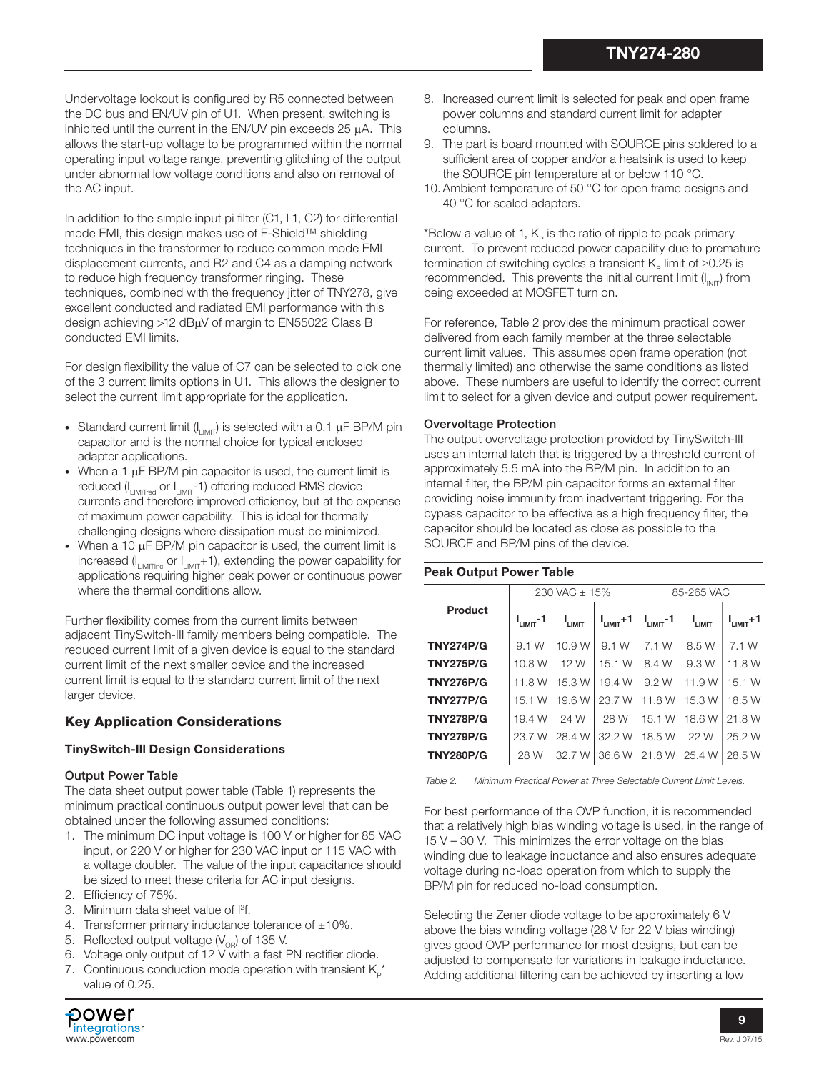Undervoltage lockout is configured by R5 connected between the DC bus and EN/UV pin of U1. When present, switching is inhibited until the current in the EN/UV pin exceeds 25 μA. This allows the start-up voltage to be programmed within the normal operating input voltage range, preventing glitching of the output under abnormal low voltage conditions and also on removal of the AC input.

In addition to the simple input pi filter (C1, L1, C2) for differential mode EMI, this design makes use of E-Shield™ shielding techniques in the transformer to reduce common mode EMI displacement currents, and R2 and C4 as a damping network to reduce high frequency transformer ringing. These techniques, combined with the frequency jitter of TNY278, give excellent conducted and radiated EMI performance with this design achieving >12 dBμV of margin to EN55022 Class B conducted EMI limits.

For design flexibility the value of C7 can be selected to pick one of the 3 current limits options in U1. This allows the designer to select the current limit appropriate for the application.

- Standard current limit ($I_{LIMIT}$) is selected with a 0.1 μF BP/M pin capacitor and is the normal choice for typical enclosed adapter applications.
- When a 1 μF BP/M pin capacitor is used, the current limit is reduced ($I_{LIMITred}$ or $I_{LIMIT}$-1) offering reduced RMS device currents and therefore improved efficiency, but at the expense of maximum power capability. This is ideal for thermally challenging designs where dissipation must be minimized.
- When a 10 μF BP/M pin capacitor is used, the current limit is increased ($I_{LIMITinc}$ or $I_{LIMIT}$+1), extending the power capability for applications requiring higher peak power or continuous power where the thermal conditions allow.

Further flexibility comes from the current limits between adjacent TinySwitch-III family members being compatible. The reduced current limit of a given device is equal to the standard current limit of the next smaller device and the increased current limit is equal to the standard current limit of the next larger device.

## Key Application Considerations

### TinySwitch-III Design Considerations

#### Output Power Table

The data sheet output power table (Table 1) represents the minimum practical continuous output power level that can be obtained under the following assumed conditions:

1. The minimum DC input voltage is 100 V or higher for 85 VAC input, or 220 V or higher for 230 VAC input or 115 VAC with a voltage doubler. The value of the input capacitance should be sized to meet these criteria for AC input designs.
2. Efficiency of 75%.
3. Minimum data sheet value of $I^2f$.
4. Transformer primary inductance tolerance of ±10%.
5. Reflected output voltage ($V_{OR}$) of 135 V.
6. Voltage only output of 12 V with a fast PN rectifier diode.
7. Continuous conduction mode operation with transient $K_P$* value of 0.25.
8. Increased current limit is selected for peak and open frame power columns and standard current limit for adapter columns.
9. The part is board mounted with SOURCE pins soldered to a sufficient area of copper and/or a heatsink is used to keep the SOURCE pin temperature at or below 110 °C.
10. Ambient temperature of 50 °C for open frame designs and 40 °C for sealed adapters.

*Below a value of 1, $K_P$ is the ratio of ripple to peak primary current. To prevent reduced power capability due to premature termination of switching cycles a transient $K_P$ limit of ≥0.25 is recommended. This prevents the initial current limit ($I_{INIT}$) from being exceeded at MOSFET turn on.

For reference, Table 2 provides the minimum practical power delivered from each family member at the three selectable current limit values. This assumes open frame operation (not thermally limited) and otherwise the same conditions as listed above. These numbers are useful to identify the correct current limit to select for a given device and output power requirement.

**Peak Output Power Table**

| Product | 230 VAC ± 15% | | | 85-265 VAC | | |
|---|---|---|---|---|---|---|
| | $I_{LIMIT}$-1 | $I_{LIMIT}$ | $I_{LIMIT}$+1 | $I_{LIMIT}$-1 | $I_{LIMIT}$ | $I_{LIMIT}$+1 |
| **TNY274P/G** | 9.1 W | 10.9 W | 9.1 W | 7.1 W | 8.5 W | 7.1 W |
| **TNY275P/G** | 10.8 W | 12 W | 15.1 W | 8.4 W | 9.3 W | 11.8 W |
| **TNY276P/G** | 11.8 W | 15.3 W | 19.4 W | 9.2 W | 11.9 W | 15.1 W |
| **TNY277P/G** | 15.1 W | 19.6 W | 23.7 W | 11.8 W | 15.3 W | 18.5 W |
| **TNY278P/G** | 19.4 W | 24 W | 28 W | 15.1 W | 18.6 W | 21.8 W |
| **TNY279P/G** | 23.7 W | 28.4 W | 32.2 W | 18.5 W | 22 W | 25.2 W |
| **TNY280P/G** | 28 W | 32.7 W | 36.6 W | 21.8 W | 25.4 W | 28.5 W |

*Table 2. Minimum Practical Power at Three Selectable Current Limit Levels.*

#### Overvoltage Protection

The output overvoltage protection provided by TinySwitch-III uses an internal latch that is triggered by a threshold current of approximately 5.5 mA into the BP/M pin. In addition to an internal filter, the BP/M pin capacitor forms an external filter providing noise immunity from inadvertent triggering. For the bypass capacitor to be effective as a high frequency filter, the capacitor should be located as close as possible to the SOURCE and BP/M pins of the device.

For best performance of the OVP function, it is recommended that a relatively high bias winding voltage is used, in the range of 15 V – 30 V. This minimizes the error voltage on the bias winding due to leakage inductance and also ensures adequate voltage during no-load operation from which to supply the BP/M pin for reduced no-load consumption.

Selecting the Zener diode voltage to be approximately 6 V above the bias winding voltage (28 V for 22 V bias winding) gives good OVP performance for most designs, but can be adjusted to compensate for variations in leakage inductance. Adding additional filtering can be achieved by inserting a low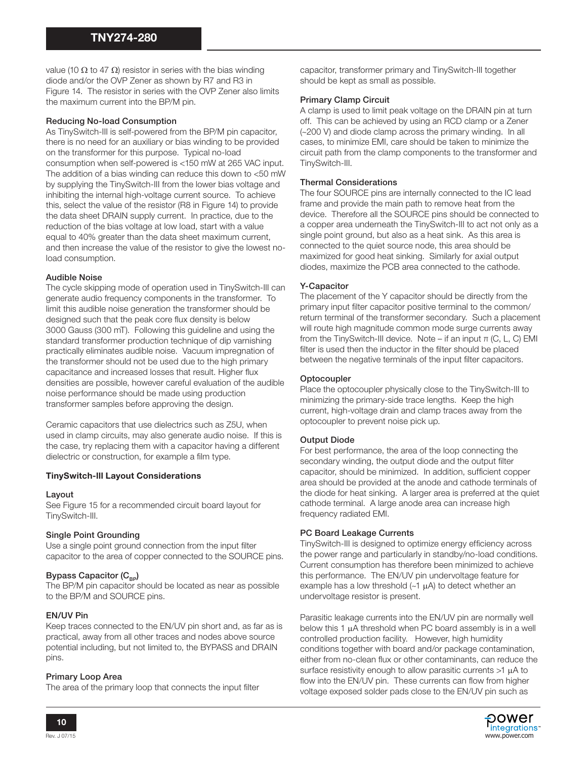value (10 Ω to 47 Ω) resistor in series with the bias winding diode and/or the OVP Zener as shown by R7 and R3 in Figure 14. The resistor in series with the OVP Zener also limits the maximum current into the BP/M pin.

#### Reducing No-load Consumption

As TinySwitch-III is self-powered from the BP/M pin capacitor, there is no need for an auxiliary or bias winding to be provided on the transformer for this purpose. Typical no-load consumption when self-powered is <150 mW at 265 VAC input. The addition of a bias winding can reduce this down to <50 mW by supplying the TinySwitch-III from the lower bias voltage and inhibiting the internal high-voltage current source. To achieve this, select the value of the resistor (R8 in Figure 14) to provide the data sheet DRAIN supply current. In practice, due to the reduction of the bias voltage at low load, start with a value equal to 40% greater than the data sheet maximum current, and then increase the value of the resistor to give the lowest no-load consumption.

#### Audible Noise

The cycle skipping mode of operation used in TinySwitch-III can generate audio frequency components in the transformer. To limit this audible noise generation the transformer should be designed such that the peak core flux density is below 3000 Gauss (300 mT). Following this guideline and using the standard transformer production technique of dip varnishing practically eliminates audible noise. Vacuum impregnation of the transformer should not be used due to the high primary capacitance and increased losses that result. Higher flux densities are possible, however careful evaluation of the audible noise performance should be made using production transformer samples before approving the design.

Ceramic capacitors that use dielectrics such as Z5U, when used in clamp circuits, may also generate audio noise. If this is the case, try replacing them with a capacitor having a different dielectric or construction, for example a film type.

### TinySwitch-III Layout Considerations

#### Layout

See Figure 15 for a recommended circuit board layout for TinySwitch-III.

#### Single Point Grounding

Use a single point ground connection from the input filter capacitor to the area of copper connected to the SOURCE pins.

#### Bypass Capacitor ($C_{BP}$)

The BP/M pin capacitor should be located as near as possible to the BP/M and SOURCE pins.

#### EN/UV Pin

Keep traces connected to the EN/UV pin short and, as far as is practical, away from all other traces and nodes above source potential including, but not limited to, the BYPASS and DRAIN pins.

#### Primary Loop Area

The area of the primary loop that connects the input filter capacitor, transformer primary and TinySwitch-III together should be kept as small as possible.

#### Primary Clamp Circuit

A clamp is used to limit peak voltage on the DRAIN pin at turn off. This can be achieved by using an RCD clamp or a Zener (~200 V) and diode clamp across the primary winding. In all cases, to minimize EMI, care should be taken to minimize the circuit path from the clamp components to the transformer and TinySwitch-III.

#### Thermal Considerations

The four SOURCE pins are internally connected to the IC lead frame and provide the main path to remove heat from the device. Therefore all the SOURCE pins should be connected to a copper area underneath the TinySwitch-III to act not only as a single point ground, but also as a heat sink. As this area is connected to the quiet source node, this area should be maximized for good heat sinking. Similarly for axial output diodes, maximize the PCB area connected to the cathode.

#### Y-Capacitor

The placement of the Y capacitor should be directly from the primary input filter capacitor positive terminal to the common/return terminal of the transformer secondary. Such a placement will route high magnitude common mode surge currents away from the TinySwitch-III device. Note – if an input π (C, L, C) EMI filter is used then the inductor in the filter should be placed between the negative terminals of the input filter capacitors.

#### Optocoupler

Place the optocoupler physically close to the TinySwitch-III to minimizing the primary-side trace lengths. Keep the high current, high-voltage drain and clamp traces away from the optocoupler to prevent noise pick up.

#### Output Diode

For best performance, the area of the loop connecting the secondary winding, the output diode and the output filter capacitor, should be minimized. In addition, sufficient copper area should be provided at the anode and cathode terminals of the diode for heat sinking. A larger area is preferred at the quiet cathode terminal. A large anode area can increase high frequency radiated EMI.

#### PC Board Leakage Currents

TinySwitch-III is designed to optimize energy efficiency across the power range and particularly in standby/no-load conditions. Current consumption has therefore been minimized to achieve this performance. The EN/UV pin undervoltage feature for example has a low threshold (~1 μA) to detect whether an undervoltage resistor is present.

Parasitic leakage currents into the EN/UV pin are normally well below this 1 μA threshold when PC board assembly is in a well controlled production facility. However, high humidity conditions together with board and/or package contamination, either from no-clean flux or other contaminants, can reduce the surface resistivity enough to allow parasitic currents >1 μA to flow into the EN/UV pin. These currents can flow from higher voltage exposed solder pads close to the EN/UV pin such as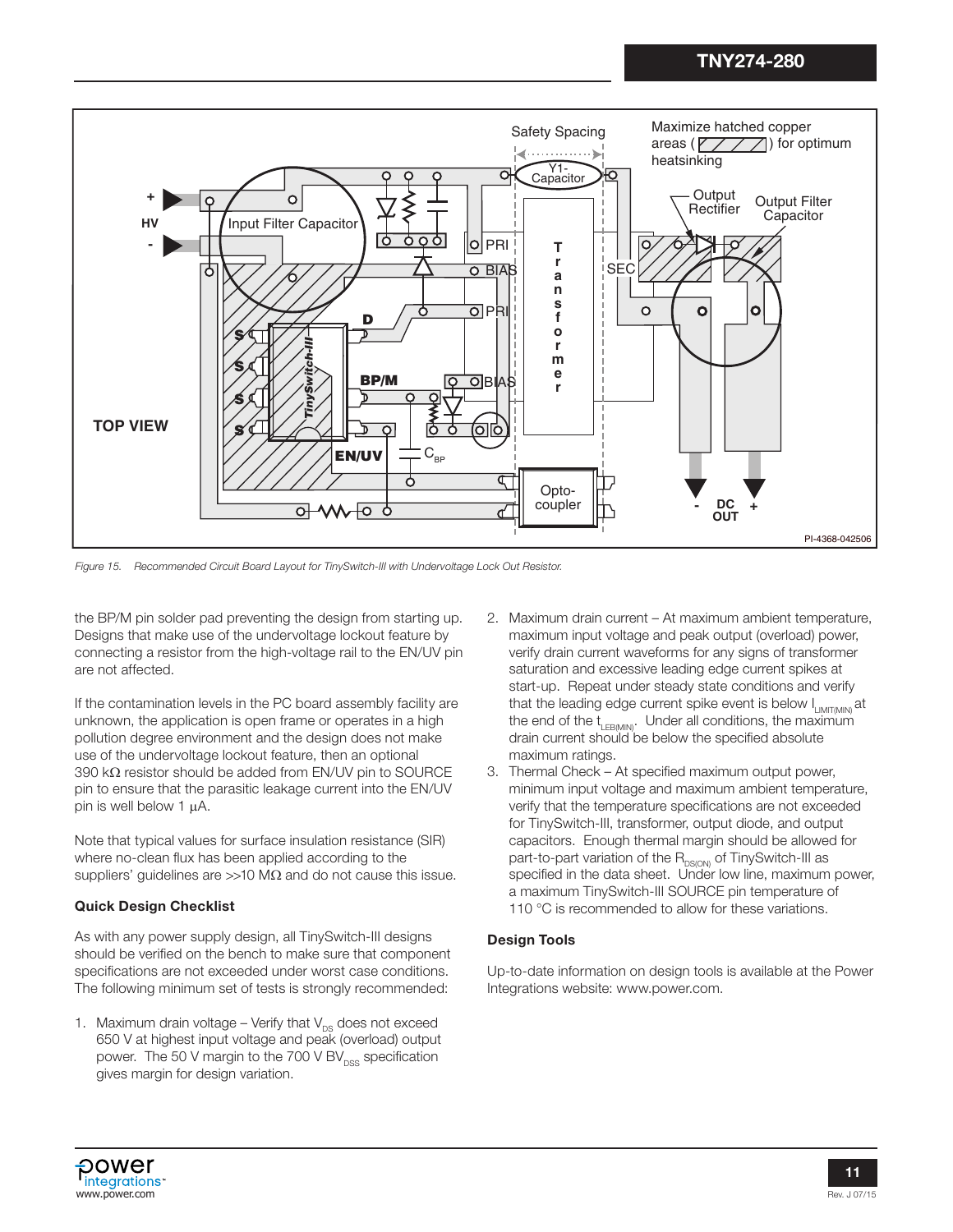Figure 15. Recommended Circuit Board Layout for TinySwitch-III with Undervoltage Lock Out Resistor.

the BP/M pin solder pad preventing the design from starting up. Designs that make use of the undervoltage lockout feature by connecting a resistor from the high-voltage rail to the EN/UV pin are not affected.

If the contamination levels in the PC board assembly facility are unknown, the application is open frame or operates in a high pollution degree environment and the design does not make use of the undervoltage lockout feature, then an optional 390 kΩ resistor should be added from EN/UV pin to SOURCE pin to ensure that the parasitic leakage current into the EN/UV pin is well below 1 μA.

Note that typical values for surface insulation resistance (SIR) where no-clean flux has been applied according to the suppliers' guidelines are >>10 MΩ and do not cause this issue.

### Quick Design Checklist

As with any power supply design, all TinySwitch-III designs should be verified on the bench to make sure that component specifications are not exceeded under worst case conditions. The following minimum set of tests is strongly recommended:

1. Maximum drain voltage – Verify that $V_{DS}$ does not exceed 650 V at highest input voltage and peak (overload) output power. The 50 V margin to the 700 V $BV_{DSS}$ specification gives margin for design variation.
2. Maximum drain current – At maximum ambient temperature, maximum input voltage and peak output (overload) power, verify drain current waveforms for any signs of transformer saturation and excessive leading edge current spikes at start-up. Repeat under steady state conditions and verify that the leading edge current spike event is below $I_{LIMIT(MIN)}$ at the end of the $t_{LEB(MIN)}$. Under all conditions, the maximum drain current should be below the specified absolute maximum ratings.
3. Thermal Check – At specified maximum output power, minimum input voltage and maximum ambient temperature, verify that the temperature specifications are not exceeded for TinySwitch-III, transformer, output diode, and output capacitors. Enough thermal margin should be allowed for part-to-part variation of the $R_{DS(ON)}$ of TinySwitch-III as specified in the data sheet. Under low line, maximum power, a maximum TinySwitch-III SOURCE pin temperature of 110 °C is recommended to allow for these variations.

### Design Tools

Up-to-date information on design tools is available at the Power Integrations website: www.power.com.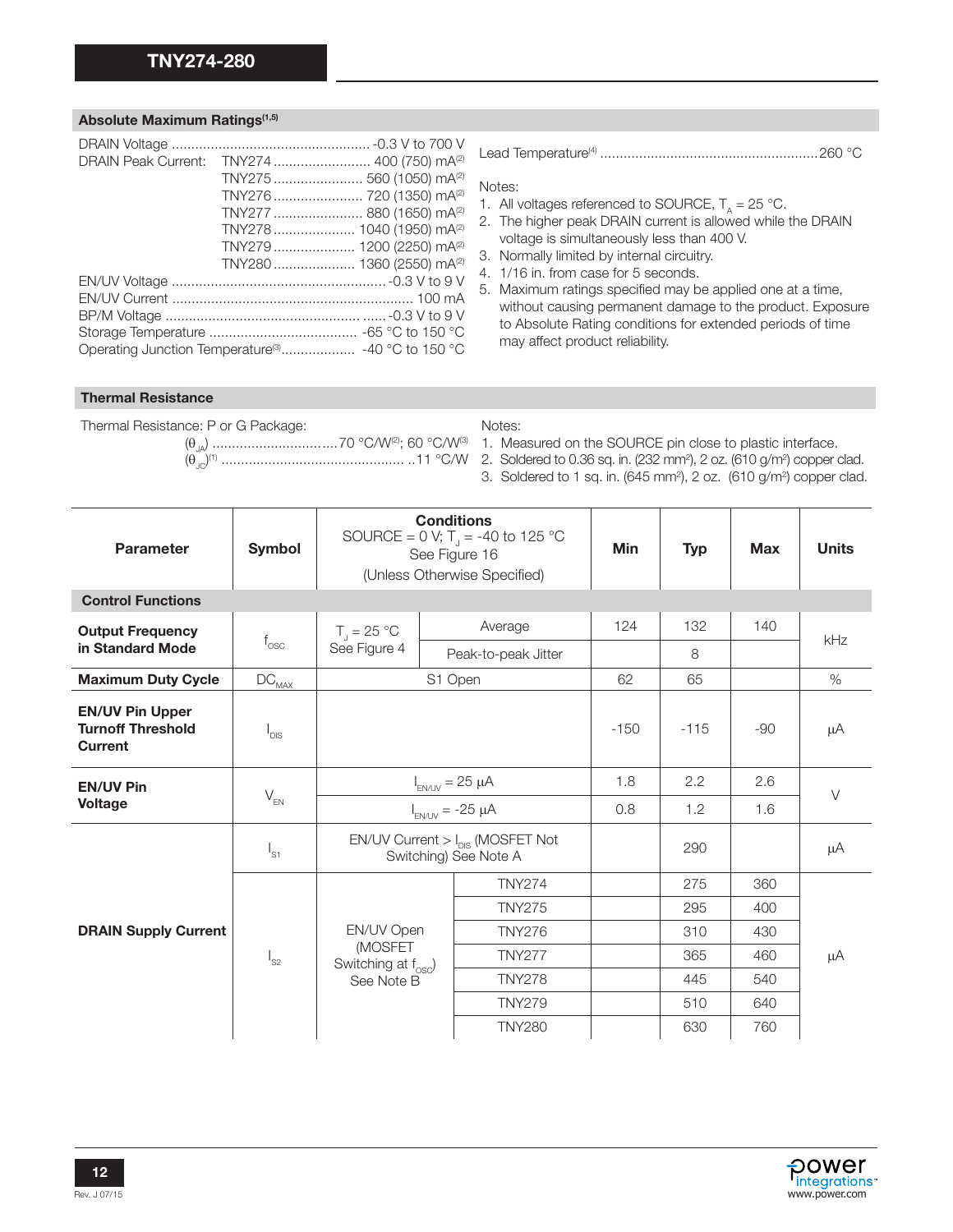## Absolute Maximum Ratings[1,5]

| | | |
|---|---|---|
| DRAIN Voltage | | -0.3 V to 700 V |
| DRAIN Peak Current: | TNY274 | 400 (750) mA[2] |
| | TNY275 | 560 (1050) mA[2] |
| | TNY276 | 720 (1350) mA[2] |
| | TNY277 | 880 (1650) mA[2] |
| | TNY278 | 1040 (1950) mA[2] |
| | TNY279 | 1200 (2250) mA[2] |
| | TNY280 | 1360 (2550) mA[2] |
| EN/UV Voltage | | -0.3 V to 9 V |
| EN/UV Current | | 100 mA |
| BP/M Voltage | | -0.3 V to 9 V |
| Storage Temperature | | -65 °C to 150 °C |
| Operating Junction Temperature[3] | | -40 °C to 150 °C |
| Lead Temperature[4] | | 260 °C |

Notes:
1. All voltages referenced to SOURCE, $T_A$ = 25 °C.
2. The higher peak DRAIN current is allowed while the DRAIN voltage is simultaneously less than 400 V.
3. Normally limited by internal circuitry.
4. 1/16 in. from case for 5 seconds.
5. Maximum ratings specified may be applied one at a time, without causing permanent damage to the product. Exposure to Absolute Rating conditions for extended periods of time may affect product reliability.

## Thermal Resistance

Thermal Resistance: P or G Package:
- ($\theta_{JA}$) ........ 70 °C/W[2]; 60 °C/W[3]
- ($\theta_{JC}$)[1] ........ 11 °C/W

Notes:
1. Measured on the SOURCE pin close to plastic interface.
2. Soldered to 0.36 sq. in. (232 mm²), 2 oz. (610 g/m²) copper clad.
3. Soldered to 1 sq. in. (645 mm²), 2 oz. (610 g/m²) copper clad.

| Parameter | Symbol | Conditions SOURCE = 0 V; $T_J$ = -40 to 125 °C See Figure 16 (Unless Otherwise Specified) | | Min | Typ | Max | Units |
|---|---|---|---|---|---|---|---|
| **Control Functions** | | | | | | | |
| **Output Frequency in Standard Mode** | $f_{OSC}$ | $T_J$ = 25 °C See Figure 4 | Average | 124 | 132 | 140 | kHz |
| | | | Peak-to-peak Jitter | | 8 | | |
| **Maximum Duty Cycle** | $DC_{MAX}$ | S1 Open | | 62 | 65 | | % |
| **EN/UV Pin Upper Turnoff Threshold Current** | $I_{DIS}$ | | | -150 | -115 | -90 | µA |
| **EN/UV Pin Voltage** | $V_{EN}$ | $I_{EN/UV}$ = 25 µA | | 1.8 | 2.2 | 2.6 | V |
| | | $I_{EN/UV}$ = -25 µA | | 0.8 | 1.2 | 1.6 | |
| **DRAIN Supply Current** | $I_{S1}$ | EN/UV Current > $I_{DIS}$ (MOSFET Not Switching) See Note A | | | 290 | | µA |
| | $I_{S2}$ | EN/UV Open (MOSFET Switching at $f_{OSC}$) See Note B | TNY274 | | 275 | 360 | µA |
| | | | TNY275 | | 295 | 400 | |
| | | | TNY276 | | 310 | 430 | |
| | | | TNY277 | | 365 | 460 | |
| | | | TNY278 | | 445 | 540 | |
| | | | TNY279 | | 510 | 640 | |
| | | | TNY280 | | 630 | 760 | |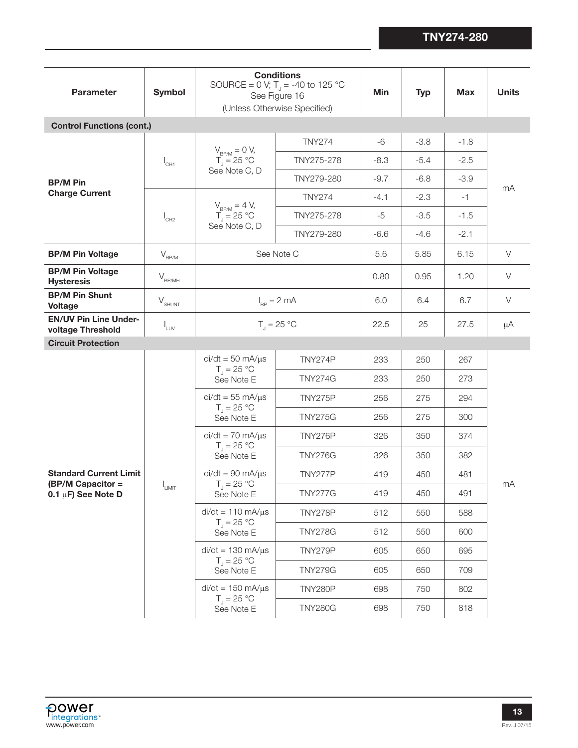| Parameter | Symbol | Conditions SOURCE = 0 V; $T_J$ = -40 to 125 °C See Figure 16 (Unless Otherwise Specified) | | Min | Typ | Max | Units |
|---|---|---|---|---|---|---|---|
| **Control Functions (cont.)** | | | | | | | |
| **BP/M Pin Charge Current** | $I_{CH1}$ | $V_{BP/M}$ = 0 V, $T_J$ = 25 °C See Note C, D | TNY274 | -6 | -3.8 | -1.8 | mA |
| | | | TNY275-278 | -8.3 | -5.4 | -2.5 | |
| | | | TNY279-280 | -9.7 | -6.8 | -3.9 | |
| | $I_{CH2}$ | $V_{BP/M}$ = 4 V, $T_J$ = 25 °C See Note C, D | TNY274 | -4.1 | -2.3 | -1 | |
| | | | TNY275-278 | -5 | -3.5 | -1.5 | |
| | | | TNY279-280 | -6.6 | -4.6 | -2.1 | |
| **BP/M Pin Voltage** | $V_{BP/M}$ | See Note C | | 5.6 | 5.85 | 6.15 | V |
| **BP/M Pin Voltage Hysteresis** | $V_{BP/MH}$ | | | 0.80 | 0.95 | 1.20 | V |
| **BP/M Pin Shunt Voltage** | $V_{SHUNT}$ | $I_{BP}$ = 2 mA | | 6.0 | 6.4 | 6.7 | V |
| **EN/UV Pin Line Under-voltage Threshold** | $I_{LUV}$ | $T_J$ = 25 °C | | 22.5 | 25 | 27.5 | µA |
| **Circuit Protection** | | | | | | | |
| **Standard Current Limit (BP/M Capacitor = 0.1 µF) See Note D** | $I_{LIMIT}$ | di/dt = 50 mA/µs $T_J$ = 25 °C See Note E | TNY274P | 233 | 250 | 267 | mA |
| | | | TNY274G | 233 | 250 | 273 | |
| | | di/dt = 55 mA/µs $T_J$ = 25 °C See Note E | TNY275P | 256 | 275 | 294 | |
| | | | TNY275G | 256 | 275 | 300 | |
| | | di/dt = 70 mA/µs $T_J$ = 25 °C See Note E | TNY276P | 326 | 350 | 374 | |
| | | | TNY276G | 326 | 350 | 382 | |
| | | di/dt = 90 mA/µs $T_J$ = 25 °C See Note E | TNY277P | 419 | 450 | 481 | |
| | | | TNY277G | 419 | 450 | 491 | |
| | | di/dt = 110 mA/µs $T_J$ = 25 °C See Note E | TNY278P | 512 | 550 | 588 | |
| | | | TNY278G | 512 | 550 | 600 | |
| | | di/dt = 130 mA/µs $T_J$ = 25 °C See Note E | TNY279P | 605 | 650 | 695 | |
| | | | TNY279G | 605 | 650 | 709 | |
| | | di/dt = 150 mA/µs $T_J$ = 25 °C See Note E | TNY280P | 698 | 750 | 802 | |
| | | | TNY280G | 698 | 750 | 818 | |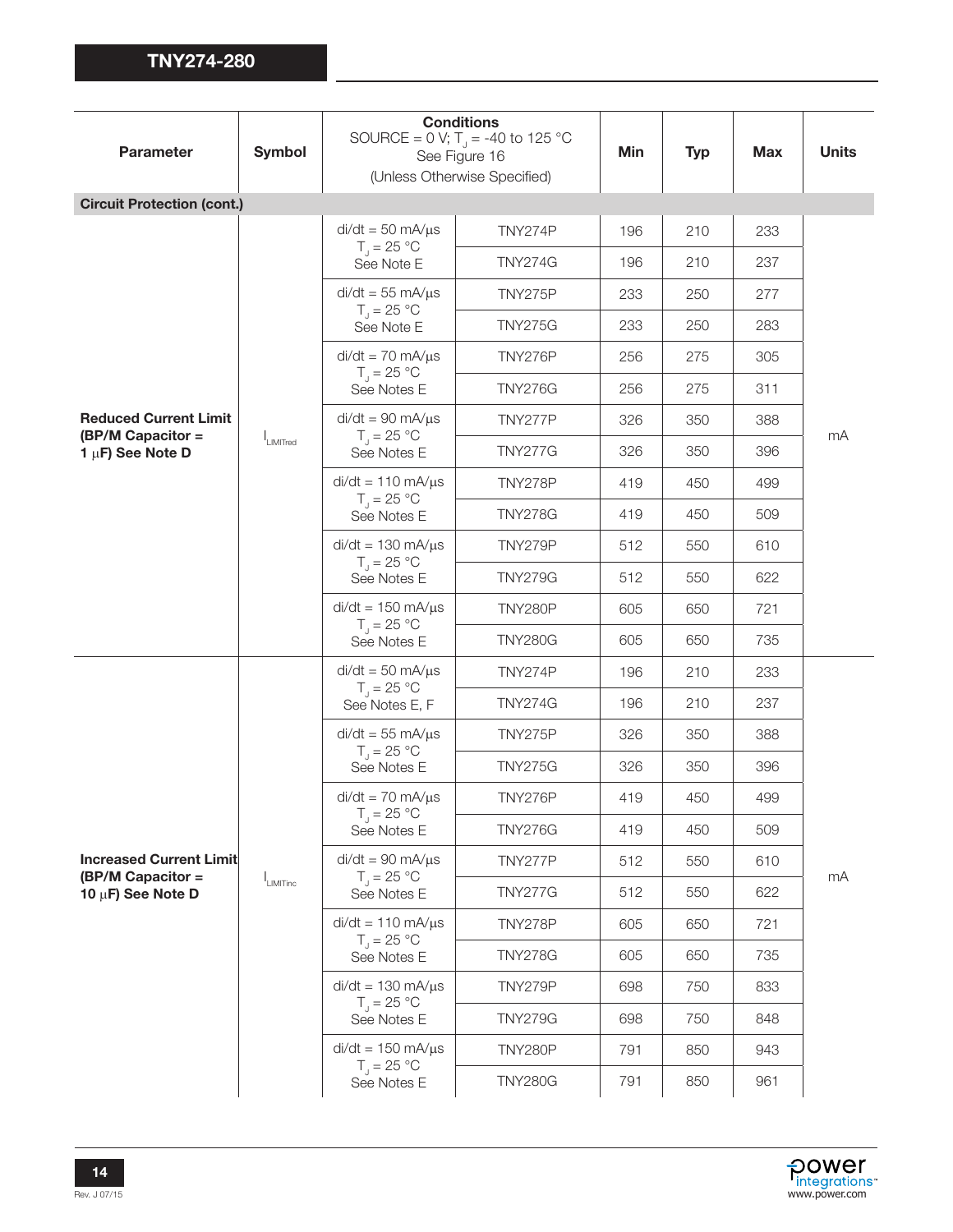| Parameter | Symbol | Conditions SOURCE = 0 V; $T_J$ = -40 to 125 °C See Figure 16 (Unless Otherwise Specified) | | Min | Typ | Max | Units |
|---|---|---|---|---|---|---|---|
| **Circuit Protection (cont.)** | | | | | | | |
| **Reduced Current Limit (BP/M Capacitor = 1 µF) See Note D** | $I_{LIMITred}$ | di/dt = 50 mA/µs $T_J$ = 25 °C See Note E | TNY274P | 196 | 210 | 233 | mA |
| | | | TNY274G | 196 | 210 | 237 | |
| | | di/dt = 55 mA/µs $T_J$ = 25 °C See Note E | TNY275P | 233 | 250 | 277 | |
| | | | TNY275G | 233 | 250 | 283 | |
| | | di/dt = 70 mA/µs $T_J$ = 25 °C See Notes E | TNY276P | 256 | 275 | 305 | |
| | | | TNY276G | 256 | 275 | 311 | |
| | | di/dt = 90 mA/µs $T_J$ = 25 °C See Notes E | TNY277P | 326 | 350 | 388 | |
| | | | TNY277G | 326 | 350 | 396 | |
| | | di/dt = 110 mA/µs $T_J$ = 25 °C See Notes E | TNY278P | 419 | 450 | 499 | |
| | | | TNY278G | 419 | 450 | 509 | |
| | | di/dt = 130 mA/µs $T_J$ = 25 °C See Notes E | TNY279P | 512 | 550 | 610 | |
| | | | TNY279G | 512 | 550 | 622 | |
| | | di/dt = 150 mA/µs $T_J$ = 25 °C See Notes E | TNY280P | 605 | 650 | 721 | |
| | | | TNY280G | 605 | 650 | 735 | |
| **Increased Current Limit (BP/M Capacitor = 10 µF) See Note D** | $I_{LIMITinc}$ | di/dt = 50 mA/µs $T_J$ = 25 °C See Notes E, F | TNY274P | 196 | 210 | 233 | mA |
| | | | TNY274G | 196 | 210 | 237 | |
| | | di/dt = 55 mA/µs $T_J$ = 25 °C See Notes E | TNY275P | 326 | 350 | 388 | |
| | | | TNY275G | 326 | 350 | 396 | |
| | | di/dt = 70 mA/µs $T_J$ = 25 °C See Notes E | TNY276P | 419 | 450 | 499 | |
| | | | TNY276G | 419 | 450 | 509 | |
| | | di/dt = 90 mA/µs $T_J$ = 25 °C See Notes E | TNY277P | 512 | 550 | 610 | |
| | | | TNY277G | 512 | 550 | 622 | |
| | | di/dt = 110 mA/µs $T_J$ = 25 °C See Notes E | TNY278P | 605 | 650 | 721 | |
| | | | TNY278G | 605 | 650 | 735 | |
| | | di/dt = 130 mA/µs $T_J$ = 25 °C See Notes E | TNY279P | 698 | 750 | 833 | |
| | | | TNY279G | 698 | 750 | 848 | |
| | | di/dt = 150 mA/µs $T_J$ = 25 °C See Notes E | TNY280P | 791 | 850 | 943 | |
| | | | TNY280G | 791 | 850 | 961 | |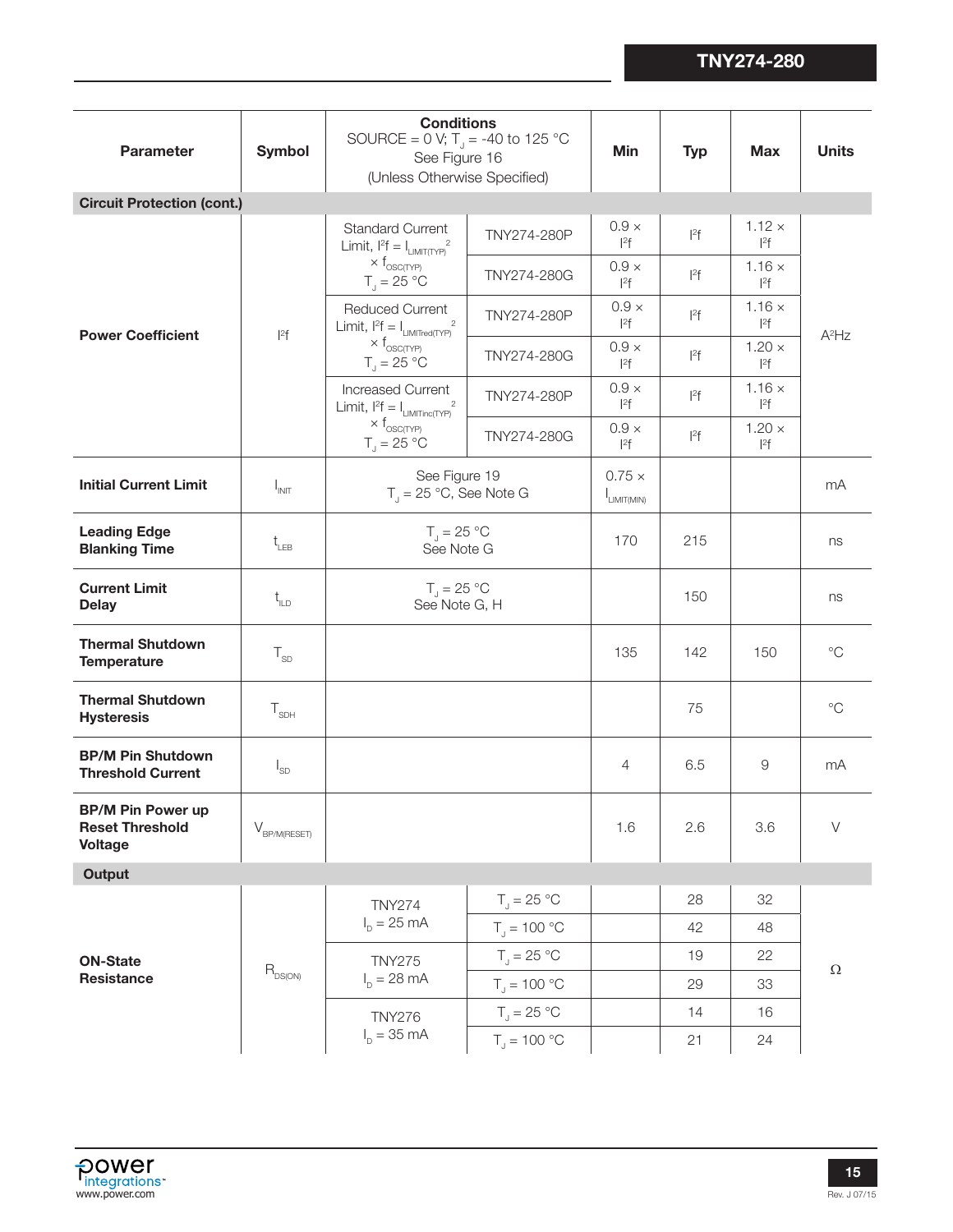| Parameter | Symbol | Conditions SOURCE = 0 V; $T_J$ = -40 to 125 °C See Figure 16 (Unless Otherwise Specified) | | Min | Typ | Max | Units |
|---|---|---|---|---|---|---|---|
| **Circuit Protection (cont.)** | | | | | | | |
| **Power Coefficient** | $I^2f$ | Standard Current Limit, $I^2f = I_{LIMIT(TYP)}^2 \times f_{OSC(TYP)}$ $T_J$ = 25 °C | TNY274-280P | 0.9 × $I^2f$ | $I^2f$ | 1.12 × $I^2f$ | $A^2Hz$ |
| | | | TNY274-280G | 0.9 × $I^2f$ | $I^2f$ | 1.16 × $I^2f$ | |
| | | Reduced Current Limit, $I^2f = I_{LIMITred(TYP)}^2 \times f_{OSC(TYP)}$ $T_J$ = 25 °C | TNY274-280P | 0.9 × $I^2f$ | $I^2f$ | 1.16 × $I^2f$ | |
| | | | TNY274-280G | 0.9 × $I^2f$ | $I^2f$ | 1.20 × $I^2f$ | |
| | | Increased Current Limit, $I^2f = I_{LIMITinc(TYP)}^2 \times f_{OSC(TYP)}$ $T_J$ = 25 °C | TNY274-280P | 0.9 × $I^2f$ | $I^2f$ | 1.16 × $I^2f$ | |
| | | | TNY274-280G | 0.9 × $I^2f$ | $I^2f$ | 1.20 × $I^2f$ | |
| **Initial Current Limit** | $I_{INIT}$ | See Figure 19 $T_J$ = 25 °C, See Note G | | 0.75 × $I_{LIMIT(MIN)}$ | | | mA |
| **Leading Edge Blanking Time** | $t_{LEB}$ | $T_J$ = 25 °C See Note G | | 170 | 215 | | ns |
| **Current Limit Delay** | $t_{ILD}$ | $T_J$ = 25 °C See Note G, H | | | 150 | | ns |
| **Thermal Shutdown Temperature** | $T_{SD}$ | | | 135 | 142 | 150 | °C |
| **Thermal Shutdown Hysteresis** | $T_{SDH}$ | | | | 75 | | °C |
| **BP/M Pin Shutdown Threshold Current** | $I_{SD}$ | | | 4 | 6.5 | 9 | mA |
| **BP/M Pin Power up Reset Threshold Voltage** | $V_{BP/M(RESET)}$ | | | 1.6 | 2.6 | 3.6 | V |
| **Output** | | | | | | | |
| **ON-State Resistance** | $R_{DS(ON)}$ | TNY274 $I_D$ = 25 mA | $T_J$ = 25 °C | | 28 | 32 | Ω |
| | | | $T_J$ = 100 °C | | 42 | 48 | |
| | | TNY275 $I_D$ = 28 mA | $T_J$ = 25 °C | | 19 | 22 | |
| | | | $T_J$ = 100 °C | | 29 | 33 | |
| | | TNY276 $I_D$ = 35 mA | $T_J$ = 25 °C | | 14 | 16 | |
| | | | $T_J$ = 100 °C | | 21 | 24 | |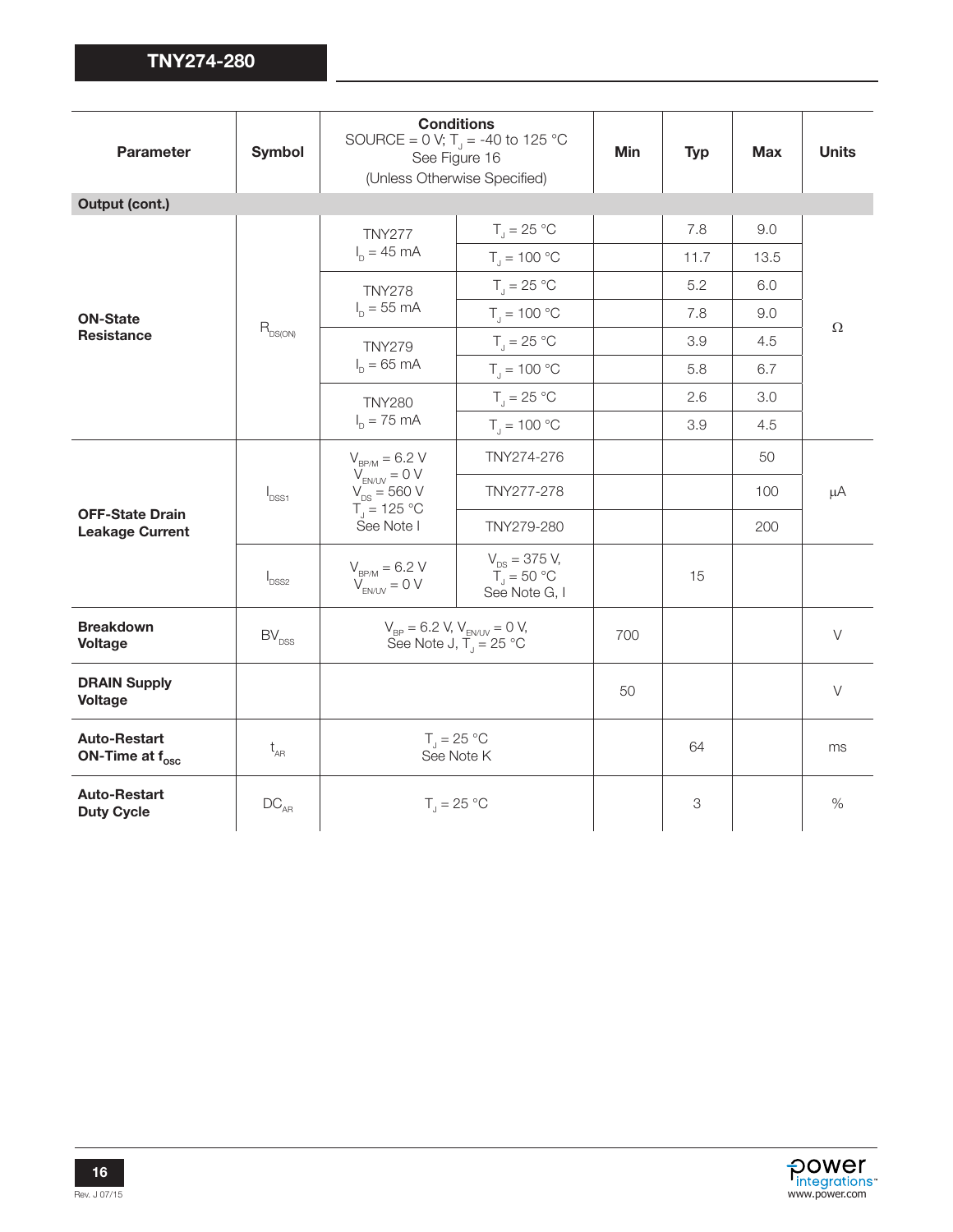| Parameter | Symbol | Conditions SOURCE = 0 V; $T_J$ = -40 to 125 °C See Figure 16 (Unless Otherwise Specified) | | Min | Typ | Max | Units |
|---|---|---|---|---|---|---|---|
| **Output (cont.)** | | | | | | | |
| **ON-State Resistance** | $R_{DS(ON)}$ | TNY277 $I_D$ = 45 mA | $T_J$ = 25 °C | | 7.8 | 9.0 | Ω |
| | | | $T_J$ = 100 °C | | 11.7 | 13.5 | |
| | | TNY278 $I_D$ = 55 mA | $T_J$ = 25 °C | | 5.2 | 6.0 | |
| | | | $T_J$ = 100 °C | | 7.8 | 9.0 | |
| | | TNY279 $I_D$ = 65 mA | $T_J$ = 25 °C | | 3.9 | 4.5 | |
| | | | $T_J$ = 100 °C | | 5.8 | 6.7 | |
| | | TNY280 $I_D$ = 75 mA | $T_J$ = 25 °C | | 2.6 | 3.0 | |
| | | | $T_J$ = 100 °C | | 3.9 | 4.5 | |
| **OFF-State Drain Leakage Current** | $I_{DSS1}$ | $V_{BP/M}$ = 6.2 V $V_{EN/UV}$ = 0 V $V_{DS}$ = 560 V $T_J$ = 125 °C See Note I | TNY274-276 | | | 50 | μA |
| | | | TNY277-278 | | | 100 | |
| | | | TNY279-280 | | | 200 | |
| | $I_{DSS2}$ | $V_{BP/M}$ = 6.2 V $V_{EN/UV}$ = 0 V | $V_{DS}$ = 375 V, $T_J$ = 50 °C See Note G, I | | 15 | | |
| **Breakdown Voltage** | $BV_{DSS}$ | $V_{BP}$ = 6.2 V, $V_{EN/UV}$ = 0 V, See Note J, $T_J$ = 25 °C | | 700 | | | V |
| **DRAIN Supply Voltage** | | | | 50 | | | V |
| **Auto-Restart ON-Time at $f_{OSC}$** | $t_{AR}$ | $T_J$ = 25 °C See Note K | | | 64 | | ms |
| **Auto-Restart Duty Cycle** | $DC_{AR}$ | $T_J$ = 25 °C | | | 3 | | % |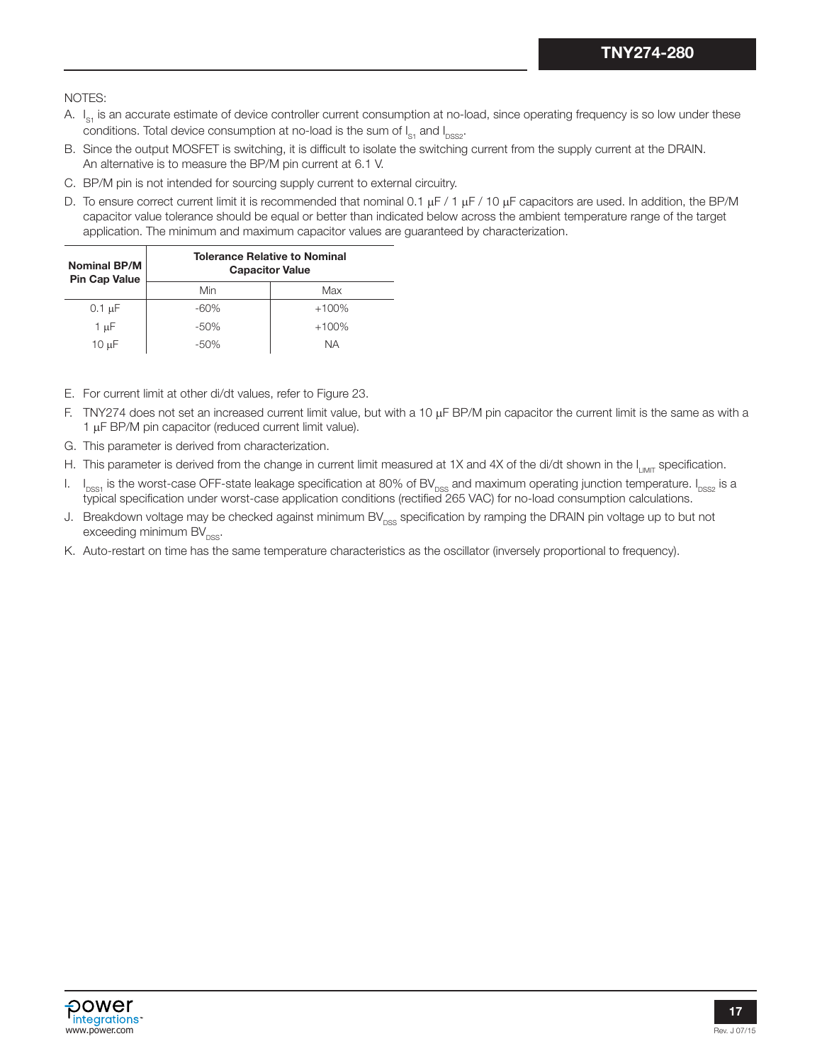NOTES:

A. $I_{S1}$ is an accurate estimate of device controller current consumption at no-load, since operating frequency is so low under these conditions. Total device consumption at no-load is the sum of $I_{S1}$ and $I_{DSS2}$.

B. Since the output MOSFET is switching, it is difficult to isolate the switching current from the supply current at the DRAIN. An alternative is to measure the BP/M pin current at 6.1 V.

C. BP/M pin is not intended for sourcing supply current to external circuitry.

D. To ensure correct current limit it is recommended that nominal 0.1 μF / 1 μF / 10 μF capacitors are used. In addition, the BP/M capacitor value tolerance should be equal or better than indicated below across the ambient temperature range of the target application. The minimum and maximum capacitor values are guaranteed by characterization.

| Nominal BP/M Pin Cap Value | Tolerance Relative to Nominal Capacitor Value | |
|---|---|---|
| | Min | Max |
| 0.1 μF | -60% | +100% |
| 1 μF | -50% | +100% |
| 10 μF | -50% | NA |

E. For current limit at other di/dt values, refer to Figure 23.

F. TNY274 does not set an increased current limit value, but with a 10 μF BP/M pin capacitor the current limit is the same as with a 1 μF BP/M pin capacitor (reduced current limit value).

G. This parameter is derived from characterization.

H. This parameter is derived from the change in current limit measured at 1X and 4X of the di/dt shown in the $I_{LIMIT}$ specification.

I. $I_{DSS1}$ is the worst-case OFF-state leakage specification at 80% of $BV_{DSS}$ and maximum operating junction temperature. $I_{DSS2}$ is a typical specification under worst-case application conditions (rectified 265 VAC) for no-load consumption calculations.

J. Breakdown voltage may be checked against minimum $BV_{DSS}$ specification by ramping the DRAIN pin voltage up to but not exceeding minimum $BV_{DSS}$.

K. Auto-restart on time has the same temperature characteristics as the oscillator (inversely proportional to frequency).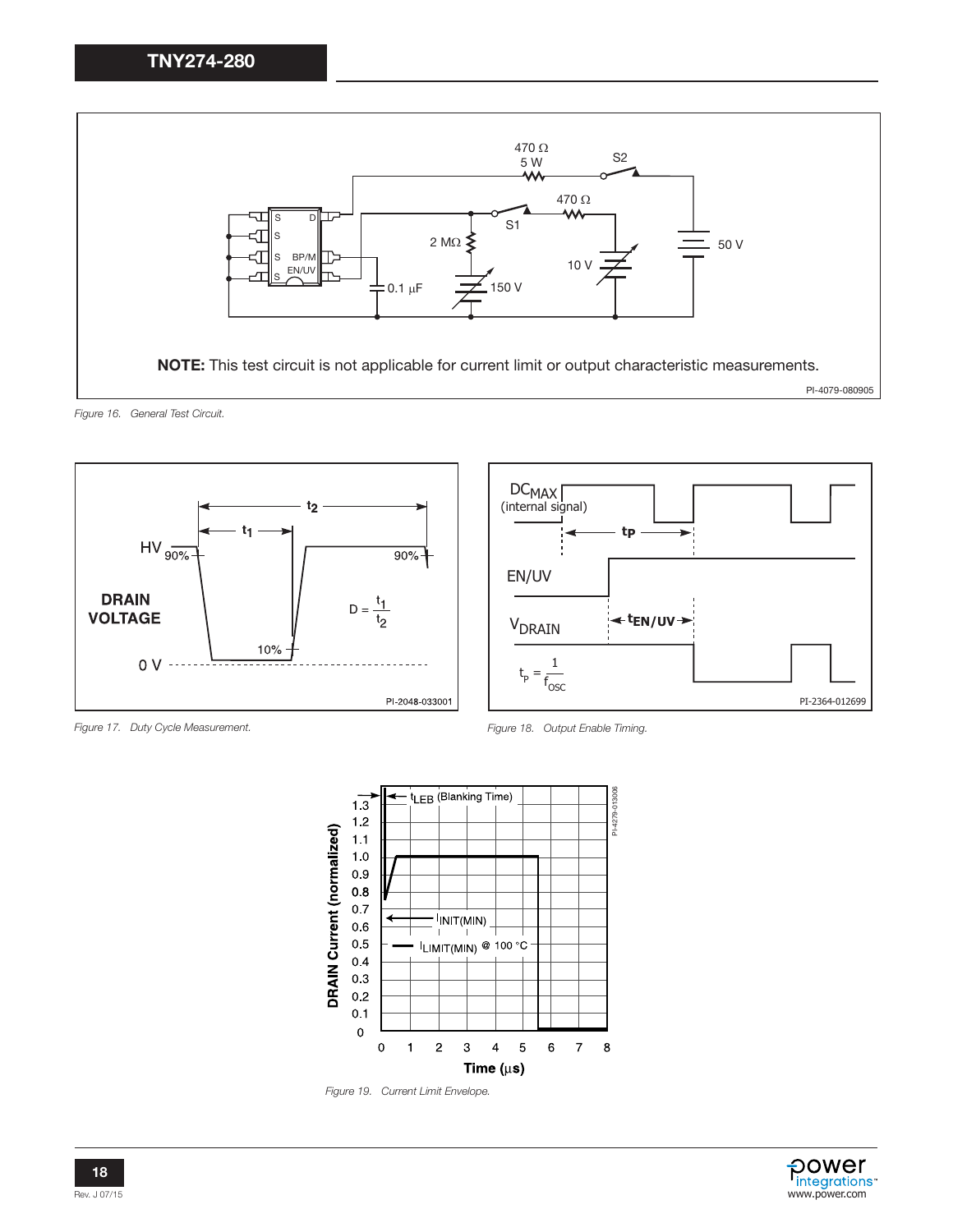NOTE: This test circuit is not applicable for current limit or output characteristic measurements.

*Figure 16. General Test Circuit.*

*Figure 17. Duty Cycle Measurement.*

*Figure 18. Output Enable Timing.*

*Figure 19. Current Limit Envelope.*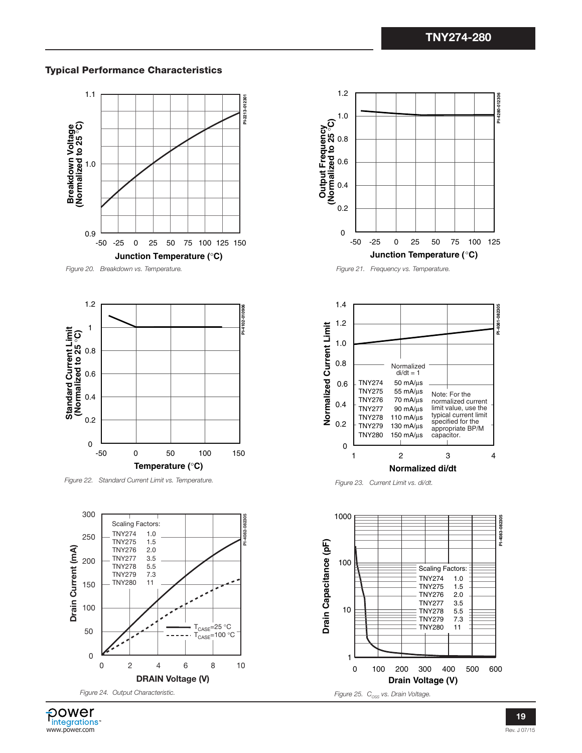### Typical Performance Characteristics

*Figure 20. Breakdown vs. Temperature.*

*Figure 21. Frequency vs. Temperature.*

*Figure 22. Standard Current Limit vs. Temperature.*

*Figure 23. Current Limit vs. di/dt.*

| | Normalized di/dt = 1 |
|---|---|
| TNY274 | 50 mA/µs |
| TNY275 | 55 mA/µs |
| TNY276 | 70 mA/µs |
| TNY277 | 90 mA/µs |
| TNY278 | 110 mA/µs |
| TNY279 | 130 mA/µs |
| TNY280 | 150 mA/µs |

Note: For the normalized current limit value, use the typical current limit specified for the appropriate BP/M capacitor.

*Figure 24. Output Characteristic.*

| Scaling Factors: | |
|---|---|
| TNY274 | 1.0 |
| TNY275 | 1.5 |
| TNY276 | 2.0 |
| TNY277 | 3.5 |
| TNY278 | 5.5 |
| TNY279 | 7.3 |
| TNY280 | 11 |

*Figure 25. $C_{OSS}$ vs. Drain Voltage.*

| Scaling Factors: | |
|---|---|
| TNY274 | 1.0 |
| TNY275 | 1.5 |
| TNY276 | 2.0 |
| TNY277 | 3.5 |
| TNY278 | 5.5 |
| TNY279 | 7.3 |
| TNY280 | 11 |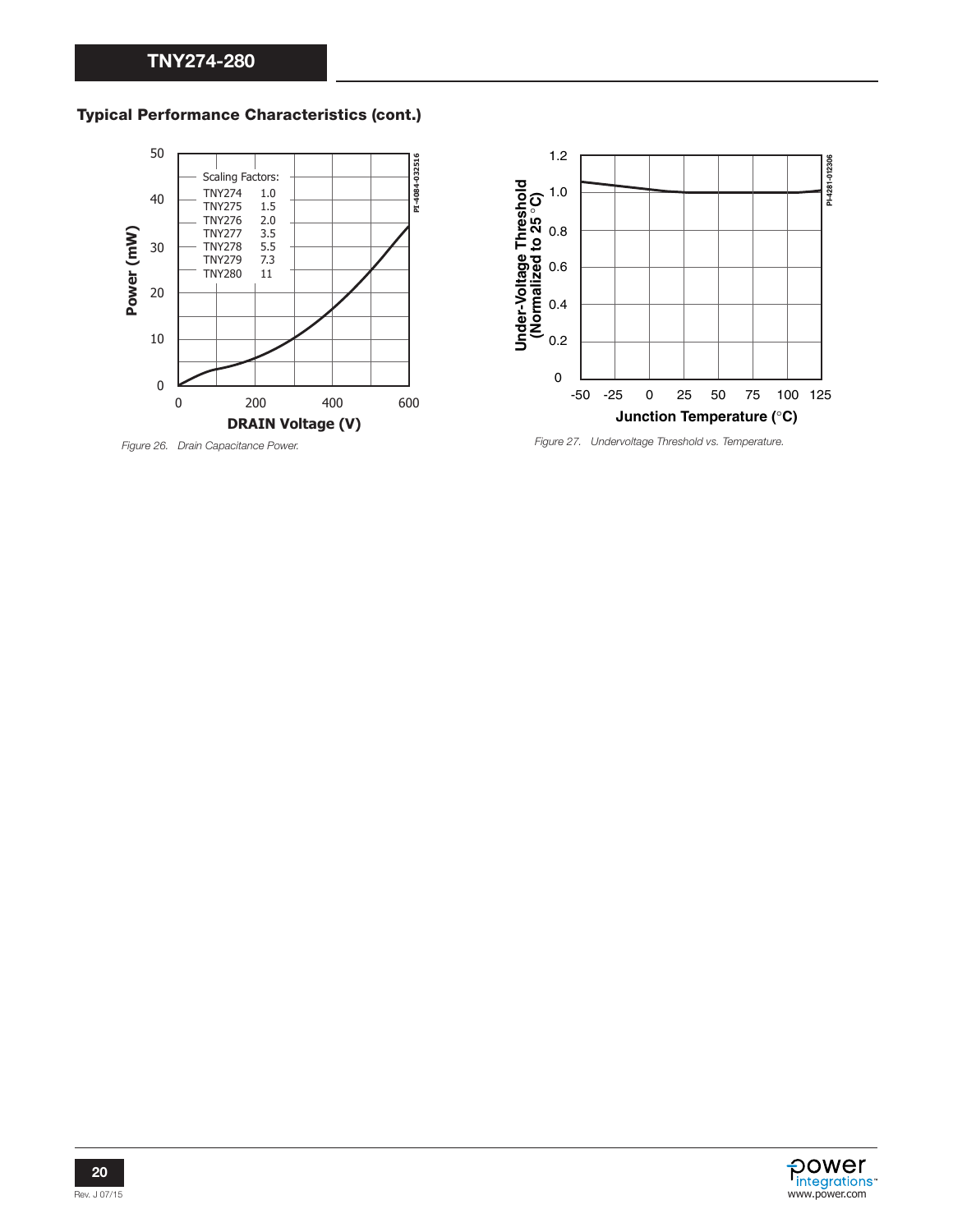### Typical Performance Characteristics (cont.)

Scaling Factors:

| | |
|---|---|
| TNY274 | 1.0 |
| TNY275 | 1.5 |
| TNY276 | 2.0 |
| TNY277 | 3.5 |
| TNY278 | 5.5 |
| TNY279 | 7.3 |
| TNY280 | 11 |

*Figure 26. Drain Capacitance Power.*

*Figure 27. Undervoltage Threshold vs. Temperature.*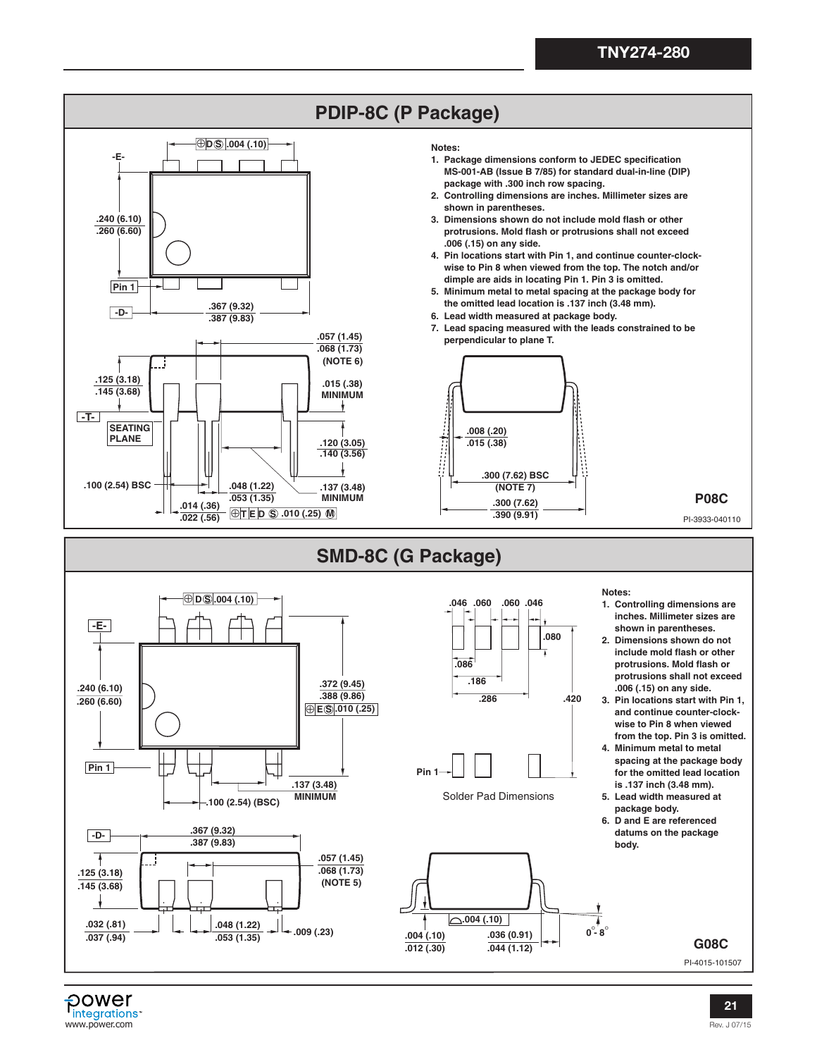## PDIP-8C (P Package)

-E-

⊕ D Ⓢ .004 (.10)

.240 (6.10)
.260 (6.60)

Pin 1

-D-

.367 (9.32)
.387 (9.83)

.057 (1.45)
.068 (1.73)
(NOTE 6)

.125 (3.18)
.145 (3.68)

.015 (.38)
MINIMUM

-T-

SEATING PLANE

.120 (3.05)
.140 (3.56)

.100 (2.54) BSC

.048 (1.22)
.053 (1.35)

.137 (3.48)
MINIMUM

.014 (.36)
.022 (.56)

⊕ T E D Ⓢ .010 (.25) Ⓜ

.008 (.20)
.015 (.38)

.300 (7.62) BSC
(NOTE 7)

.300 (7.62)
.390 (9.91)

**Notes:**

1. Package dimensions conform to JEDEC specification MS-001-AB (Issue B 7/85) for standard dual-in-line (DIP) package with .300 inch row spacing.
2. Controlling dimensions are inches. Millimeter sizes are shown in parentheses.
3. Dimensions shown do not include mold flash or other protrusions. Mold flash or protrusions shall not exceed .006 (.15) on any side.
4. Pin locations start with Pin 1, and continue counter-clock-wise to Pin 8 when viewed from the top. The notch and/or dimple are aids in locating Pin 1. Pin 3 is omitted.
5. Minimum metal to metal spacing at the package body for the omitted lead location is .137 inch (3.48 mm).
6. Lead width measured at package body.
7. Lead spacing measured with the leads constrained to be perpendicular to plane T.

**P08C**

PI-3933-040110

## SMD-8C (G Package)

⊕ D Ⓢ .004 (.10)

-E-

.240 (6.10)
.260 (6.60)

.372 (9.45)
.388 (9.86)

⊕ E Ⓢ .010 (.25)

Pin 1

.137 (3.48)
MINIMUM

.100 (2.54) (BSC)

-D-

.367 (9.32)
.387 (9.83)

.057 (1.45)
.068 (1.73)
(NOTE 5)

.125 (3.18)
.145 (3.68)

.032 (.81)
.037 (.94)

.048 (1.22)
.053 (1.35)

.009 (.23)

.046 .060 .060 .046

.080

.086

.186

.286

.420

Pin 1

Solder Pad Dimensions

.004 (.10)

.004 (.10)
.012 (.30)

.036 (0.91)
.044 (1.12)

0° - 8°

**Notes:**

1. Controlling dimensions are inches. Millimeter sizes are shown in parentheses.
2. Dimensions shown do not include mold flash or other protrusions. Mold flash or protrusions shall not exceed .006 (.15) on any side.
3. Pin locations start with Pin 1, and continue counter-clock-wise to Pin 8 when viewed from the top. Pin 3 is omitted.
4. Minimum metal to metal spacing at the package body for the omitted lead location is .137 inch (3.48 mm).
5. Lead width measured at package body.
6. D and E are referenced datums on the package body.

**G08C**

PI-4015-101507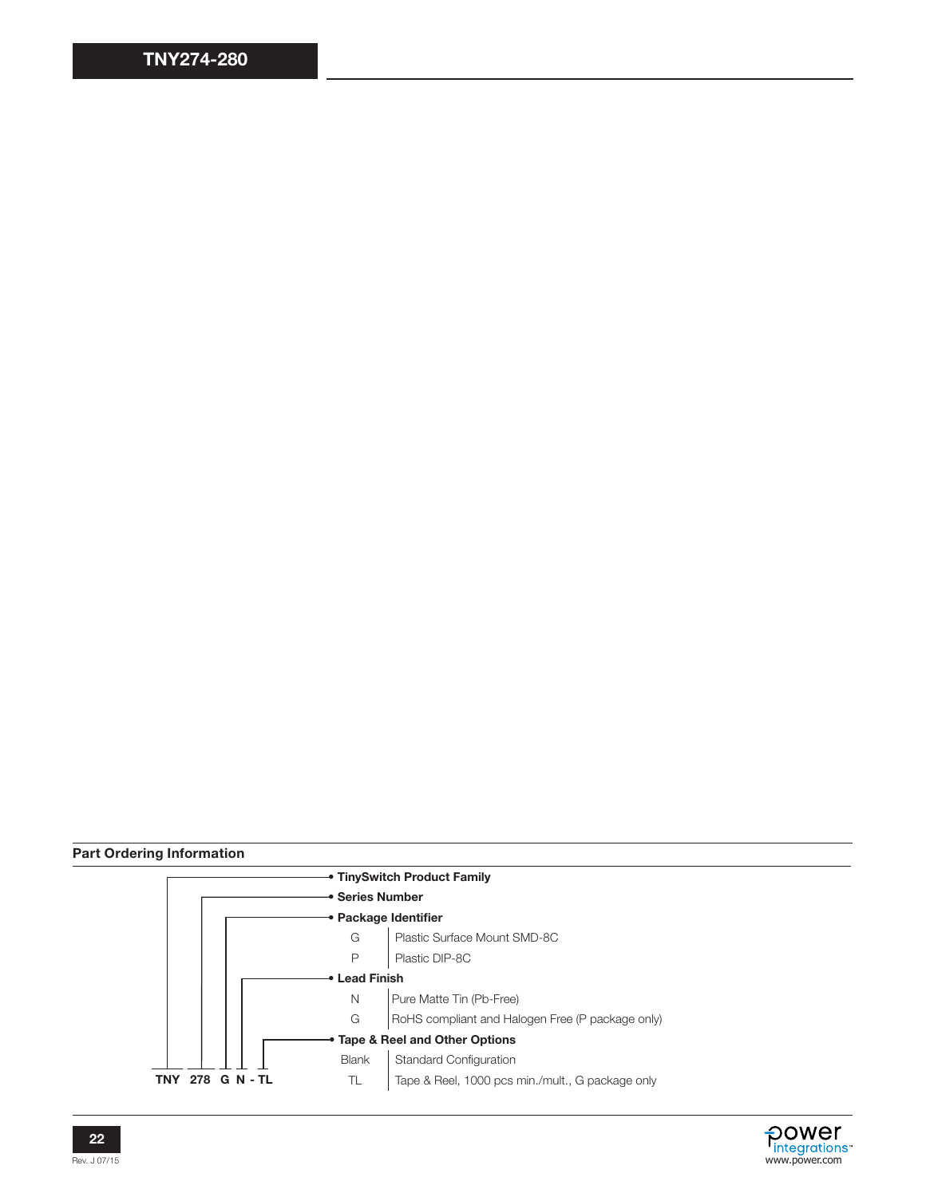## Part Ordering Information

**TNY 278 G N - TL**

- **TinySwitch Product Family**
- **Series Number**
- **Package Identifier**

| | |
|---|---|
| G | Plastic Surface Mount SMD-8C |
| P | Plastic DIP-8C |

- **Lead Finish**

| | |
|---|---|
| N | Pure Matte Tin (Pb-Free) |
| G | RoHS compliant and Halogen Free (P package only) |

- **Tape & Reel and Other Options**

| | |
|---|---|
| Blank | Standard Configuration |
| TL | Tape & Reel, 1000 pcs min./mult., G package only |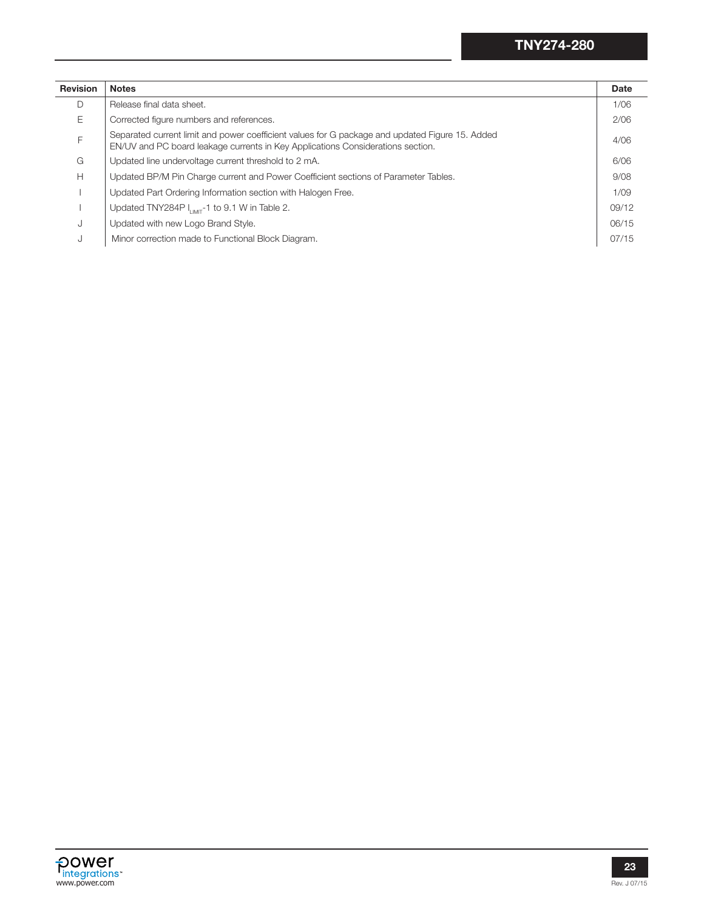| Revision | Notes | Date |
|---|---|---|
| D | Release final data sheet. | 1/06 |
| E | Corrected figure numbers and references. | 2/06 |
| F | Separated current limit and power coefficient values for G package and updated Figure 15. Added EN/UV and PC board leakage currents in Key Applications Considerations section. | 4/06 |
| G | Updated line undervoltage current threshold to 2 mA. | 6/06 |
| H | Updated BP/M Pin Charge current and Power Coefficient sections of Parameter Tables. | 9/08 |
| I | Updated Part Ordering Information section with Halogen Free. | 1/09 |
| I | Updated TNY284P $I_{LIMIT}$-1 to 9.1 W in Table 2. | 09/12 |
| J | Updated with new Logo Brand Style. | 06/15 |
| J | Minor correction made to Functional Block Diagram. | 07/15 |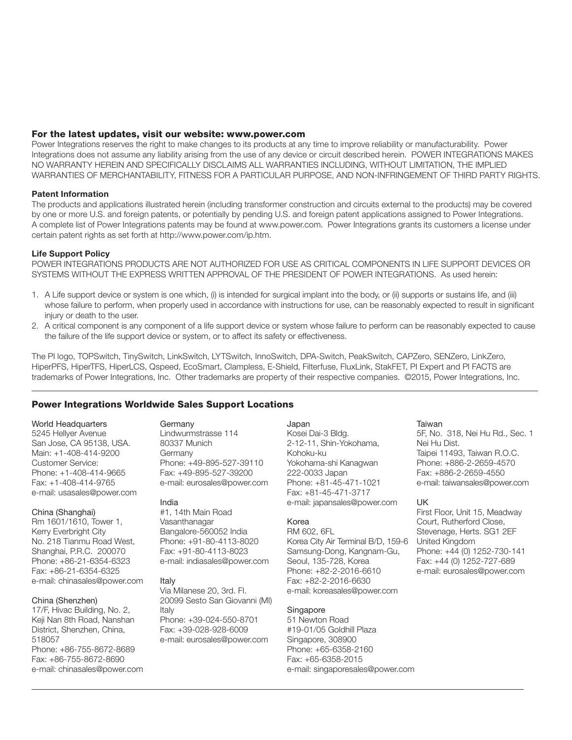### For the latest updates, visit our website: www.power.com

Power Integrations reserves the right to make changes to its products at any time to improve reliability or manufacturability. Power Integrations does not assume any liability arising from the use of any device or circuit described herein. POWER INTEGRATIONS MAKES NO WARRANTY HEREIN AND SPECIFICALLY DISCLAIMS ALL WARRANTIES INCLUDING, WITHOUT LIMITATION, THE IMPLIED WARRANTIES OF MERCHANTABILITY, FITNESS FOR A PARTICULAR PURPOSE, AND NON-INFRINGEMENT OF THIRD PARTY RIGHTS.

#### Patent Information

The products and applications illustrated herein (including transformer construction and circuits external to the products) may be covered by one or more U.S. and foreign patents, or potentially by pending U.S. and foreign patent applications assigned to Power Integrations. A complete list of Power Integrations patents may be found at www.power.com. Power Integrations grants its customers a license under certain patent rights as set forth at http://www.power.com/ip.htm.

#### Life Support Policy

POWER INTEGRATIONS PRODUCTS ARE NOT AUTHORIZED FOR USE AS CRITICAL COMPONENTS IN LIFE SUPPORT DEVICES OR SYSTEMS WITHOUT THE EXPRESS WRITTEN APPROVAL OF THE PRESIDENT OF POWER INTEGRATIONS. As used herein:

1. A Life support device or system is one which, (i) is intended for surgical implant into the body, or (ii) supports or sustains life, and (iii) whose failure to perform, when properly used in accordance with instructions for use, can be reasonably expected to result in significant injury or death to the user.
2. A critical component is any component of a life support device or system whose failure to perform can be reasonably expected to cause the failure of the life support device or system, or to affect its safety or effectiveness.

The PI logo, TOPSwitch, TinySwitch, LinkSwitch, LYTSwitch, InnoSwitch, DPA-Switch, PeakSwitch, CAPZero, SENZero, LinkZero, HiperPFS, HiperTFS, HiperLCS, Qspeed, EcoSmart, Clampless, E-Shield, Filterfuse, FluxLink, StakFET, PI Expert and PI FACTS are trademarks of Power Integrations, Inc. Other trademarks are property of their respective companies. ©2015, Power Integrations, Inc.

### Power Integrations Worldwide Sales Support Locations

**World Headquarters**
5245 Hellyer Avenue
San Jose, CA 95138, USA.
Main: +1-408-414-9200
Customer Service:
Phone: +1-408-414-9665
Fax: +1-408-414-9765
e-mail: usasales@power.com

**China (Shanghai)**
Rm 1601/1610, Tower 1,
Kerry Everbright City
No. 218 Tianmu Road West,
Shanghai, P.R.C. 200070
Phone: +86-21-6354-6323
Fax: +86-21-6354-6325
e-mail: chinasales@power.com

**China (Shenzhen)**
17/F, Hivac Building, No. 2,
Keji Nan 8th Road, Nanshan
District, Shenzhen, China,
518057
Phone: +86-755-8672-8689
Fax: +86-755-8672-8690
e-mail: chinasales@power.com

**Germany**
Lindwurmstrasse 114
80337 Munich
Germany
Phone: +49-895-527-39110
Fax: +49-895-527-39200
e-mail: eurosales@power.com

**India**
#1, 14th Main Road
Vasanthanagar
Bangalore-560052 India
Phone: +91-80-4113-8020
Fax: +91-80-4113-8023
e-mail: indiasales@power.com

**Italy**
Via Milanese 20, 3rd. Fl.
20099 Sesto San Giovanni (MI)
Italy
Phone: +39-024-550-8701
Fax: +39-028-928-6009
e-mail: eurosales@power.com

**Japan**
Kosei Dai-3 Bldg.
2-12-11, Shin-Yokohama,
Kohoku-ku
Yokohama-shi Kanagwan
222-0033 Japan
Phone: +81-45-471-1021
Fax: +81-45-471-3717
e-mail: japansales@power.com

**Korea**
RM 602, 6FL
Korea City Air Terminal B/D, 159-6
Samsung-Dong, Kangnam-Gu,
Seoul, 135-728, Korea
Phone: +82-2-2016-6610
Fax: +82-2-2016-6630
e-mail: koreasales@power.com

**Singapore**
51 Newton Road
#19-01/05 Goldhill Plaza
Singapore, 308900
Phone: +65-6358-2160
Fax: +65-6358-2015
e-mail: singaporesales@power.com

**Taiwan**
5F, No. 318, Nei Hu Rd., Sec. 1
Nei Hu Dist.
Taipei 11493, Taiwan R.O.C.
Phone: +886-2-2659-4570
Fax: +886-2-2659-4550
e-mail: taiwansales@power.com

**UK**
First Floor, Unit 15, Meadway
Court, Rutherford Close,
Stevenage, Herts. SG1 2EF
United Kingdom
Phone: +44 (0) 1252-730-141
Fax: +44 (0) 1252-727-689
e-mail: eurosales@power.com